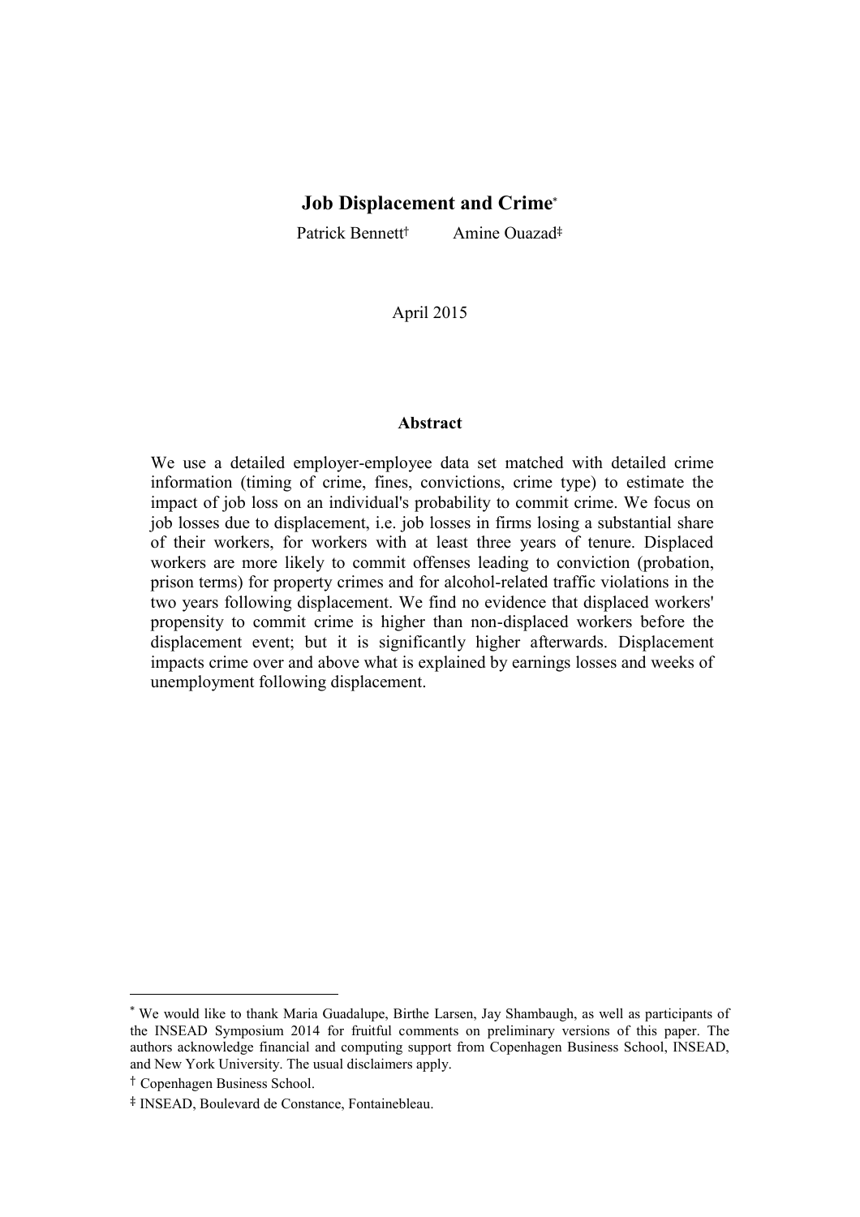# Job Displacement and Crime[*]

Patrick Bennett[†] Amine Ouazad[‡]

April 2015

## Abstract

We use a detailed employer-employee data set matched with detailed crime information (timing of crime, fines, convictions, crime type) to estimate the impact of job loss on an individual's probability to commit crime. We focus on job losses due to displacement, i.e. job losses in firms losing a substantial share of their workers, for workers with at least three years of tenure. Displaced workers are more likely to commit offenses leading to conviction (probation, prison terms) for property crimes and for alcohol-related traffic violations in the two years following displacement. We find no evidence that displaced workers' propensity to commit crime is higher than non-displaced workers before the displacement event; but it is significantly higher afterwards. Displacement impacts crime over and above what is explained by earnings losses and weeks of unemployment following displacement.

---

[*] We would like to thank Maria Guadalupe, Birthe Larsen, Jay Shambaugh, as well as participants of the INSEAD Symposium 2014 for fruitful comments on preliminary versions of this paper. The authors acknowledge financial and computing support from Copenhagen Business School, INSEAD, and New York University. The usual disclaimers apply.

[†] Copenhagen Business School.

[‡] INSEAD, Boulevard de Constance, Fontainebleau.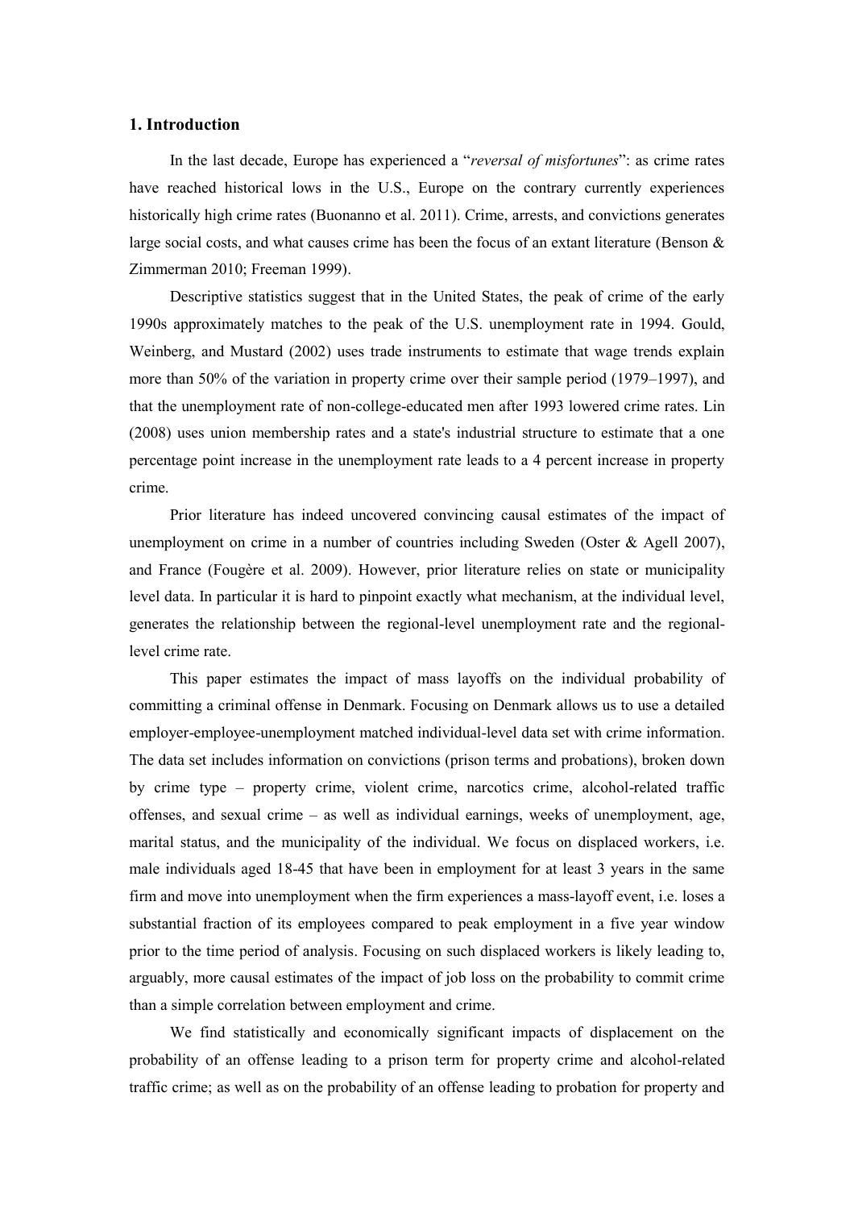## 1. Introduction

In the last decade, Europe has experienced a "*reversal of misfortunes*": as crime rates have reached historical lows in the U.S., Europe on the contrary currently experiences historically high crime rates (Buonanno et al. 2011). Crime, arrests, and convictions generates large social costs, and what causes crime has been the focus of an extant literature (Benson & Zimmerman 2010; Freeman 1999).

Descriptive statistics suggest that in the United States, the peak of crime of the early 1990s approximately matches to the peak of the U.S. unemployment rate in 1994. Gould, Weinberg, and Mustard (2002) uses trade instruments to estimate that wage trends explain more than 50% of the variation in property crime over their sample period (1979–1997), and that the unemployment rate of non-college-educated men after 1993 lowered crime rates. Lin (2008) uses union membership rates and a state's industrial structure to estimate that a one percentage point increase in the unemployment rate leads to a 4 percent increase in property crime.

Prior literature has indeed uncovered convincing causal estimates of the impact of unemployment on crime in a number of countries including Sweden (Oster & Agell 2007), and France (Fougère et al. 2009). However, prior literature relies on state or municipality level data. In particular it is hard to pinpoint exactly what mechanism, at the individual level, generates the relationship between the regional-level unemployment rate and the regional-level crime rate.

This paper estimates the impact of mass layoffs on the individual probability of committing a criminal offense in Denmark. Focusing on Denmark allows us to use a detailed employer-employee-unemployment matched individual-level data set with crime information. The data set includes information on convictions (prison terms and probations), broken down by crime type – property crime, violent crime, narcotics crime, alcohol-related traffic offenses, and sexual crime – as well as individual earnings, weeks of unemployment, age, marital status, and the municipality of the individual. We focus on displaced workers, i.e. male individuals aged 18-45 that have been in employment for at least 3 years in the same firm and move into unemployment when the firm experiences a mass-layoff event, i.e. loses a substantial fraction of its employees compared to peak employment in a five year window prior to the time period of analysis. Focusing on such displaced workers is likely leading to, arguably, more causal estimates of the impact of job loss on the probability to commit crime than a simple correlation between employment and crime.

We find statistically and economically significant impacts of displacement on the probability of an offense leading to a prison term for property crime and alcohol-related traffic crime; as well as on the probability of an offense leading to probation for property and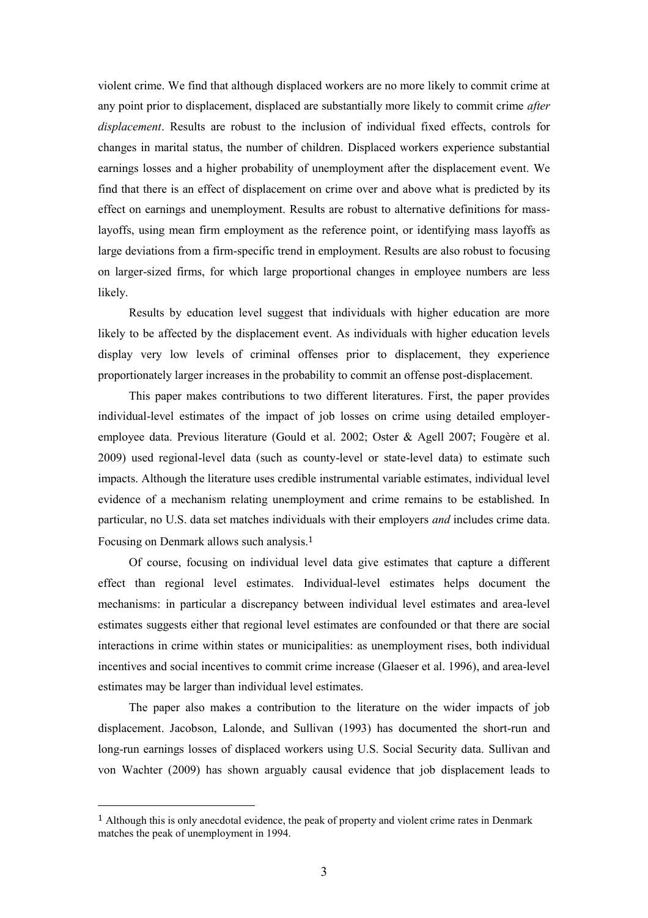violent crime. We find that although displaced workers are no more likely to commit crime at any point prior to displacement, displaced are substantially more likely to commit crime *after displacement*. Results are robust to the inclusion of individual fixed effects, controls for changes in marital status, the number of children. Displaced workers experience substantial earnings losses and a higher probability of unemployment after the displacement event. We find that there is an effect of displacement on crime over and above what is predicted by its effect on earnings and unemployment. Results are robust to alternative definitions for mass-layoffs, using mean firm employment as the reference point, or identifying mass layoffs as large deviations from a firm-specific trend in employment. Results are also robust to focusing on larger-sized firms, for which large proportional changes in employee numbers are less likely.

Results by education level suggest that individuals with higher education are more likely to be affected by the displacement event. As individuals with higher education levels display very low levels of criminal offenses prior to displacement, they experience proportionately larger increases in the probability to commit an offense post-displacement.

This paper makes contributions to two different literatures. First, the paper provides individual-level estimates of the impact of job losses on crime using detailed employer-employee data. Previous literature (Gould et al. 2002; Oster & Agell 2007; Fougère et al. 2009) used regional-level data (such as county-level or state-level data) to estimate such impacts. Although the literature uses credible instrumental variable estimates, individual level evidence of a mechanism relating unemployment and crime remains to be established. In particular, no U.S. data set matches individuals with their employers *and* includes crime data. Focusing on Denmark allows such analysis.[1]

Of course, focusing on individual level data give estimates that capture a different effect than regional level estimates. Individual-level estimates helps document the mechanisms: in particular a discrepancy between individual level estimates and area-level estimates suggests either that regional level estimates are confounded or that there are social interactions in crime within states or municipalities: as unemployment rises, both individual incentives and social incentives to commit crime increase (Glaeser et al. 1996), and area-level estimates may be larger than individual level estimates.

The paper also makes a contribution to the literature on the wider impacts of job displacement. Jacobson, Lalonde, and Sullivan (1993) has documented the short-run and long-run earnings losses of displaced workers using U.S. Social Security data. Sullivan and von Wachter (2009) has shown arguably causal evidence that job displacement leads to

[1] Although this is only anecdotal evidence, the peak of property and violent crime rates in Denmark matches the peak of unemployment in 1994.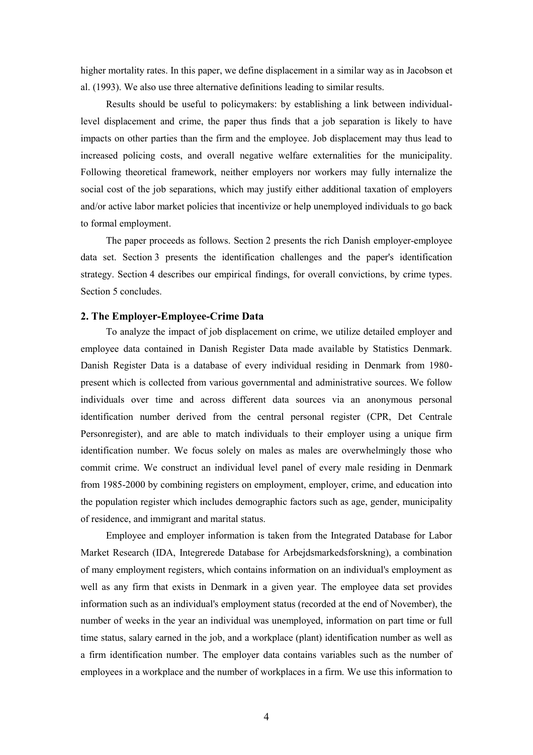higher mortality rates. In this paper, we define displacement in a similar way as in Jacobson et al. (1993). We also use three alternative definitions leading to similar results.

Results should be useful to policymakers: by establishing a link between individual-level displacement and crime, the paper thus finds that a job separation is likely to have impacts on other parties than the firm and the employee. Job displacement may thus lead to increased policing costs, and overall negative welfare externalities for the municipality. Following theoretical framework, neither employers nor workers may fully internalize the social cost of the job separations, which may justify either additional taxation of employers and/or active labor market policies that incentivize or help unemployed individuals to go back to formal employment.

The paper proceeds as follows. Section 2 presents the rich Danish employer-employee data set. Section 3 presents the identification challenges and the paper's identification strategy. Section 4 describes our empirical findings, for overall convictions, by crime types. Section 5 concludes.

## 2. The Employer-Employee-Crime Data

To analyze the impact of job displacement on crime, we utilize detailed employer and employee data contained in Danish Register Data made available by Statistics Denmark. Danish Register Data is a database of every individual residing in Denmark from 1980-present which is collected from various governmental and administrative sources. We follow individuals over time and across different data sources via an anonymous personal identification number derived from the central personal register (CPR, Det Centrale Personregister), and are able to match individuals to their employer using a unique firm identification number. We focus solely on males as males are overwhelmingly those who commit crime. We construct an individual level panel of every male residing in Denmark from 1985-2000 by combining registers on employment, employer, crime, and education into the population register which includes demographic factors such as age, gender, municipality of residence, and immigrant and marital status.

Employee and employer information is taken from the Integrated Database for Labor Market Research (IDA, Integrerede Database for Arbejdsmarkedsforskning), a combination of many employment registers, which contains information on an individual's employment as well as any firm that exists in Denmark in a given year. The employee data set provides information such as an individual's employment status (recorded at the end of November), the number of weeks in the year an individual was unemployed, information on part time or full time status, salary earned in the job, and a workplace (plant) identification number as well as a firm identification number. The employer data contains variables such as the number of employees in a workplace and the number of workplaces in a firm. We use this information to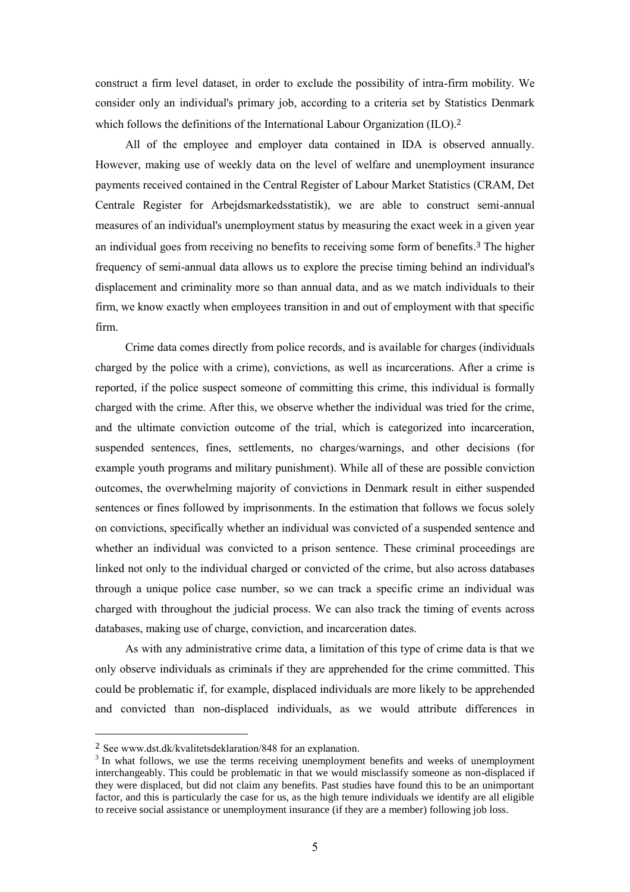construct a firm level dataset, in order to exclude the possibility of intra-firm mobility. We consider only an individual's primary job, according to a criteria set by Statistics Denmark which follows the definitions of the International Labour Organization (ILO).[2]

All of the employee and employer data contained in IDA is observed annually. However, making use of weekly data on the level of welfare and unemployment insurance payments received contained in the Central Register of Labour Market Statistics (CRAM, Det Centrale Register for Arbejdsmarkedsstatistik), we are able to construct semi-annual measures of an individual's unemployment status by measuring the exact week in a given year an individual goes from receiving no benefits to receiving some form of benefits.[3] The higher frequency of semi-annual data allows us to explore the precise timing behind an individual's displacement and criminality more so than annual data, and as we match individuals to their firm, we know exactly when employees transition in and out of employment with that specific firm.

Crime data comes directly from police records, and is available for charges (individuals charged by the police with a crime), convictions, as well as incarcerations. After a crime is reported, if the police suspect someone of committing this crime, this individual is formally charged with the crime. After this, we observe whether the individual was tried for the crime, and the ultimate conviction outcome of the trial, which is categorized into incarceration, suspended sentences, fines, settlements, no charges/warnings, and other decisions (for example youth programs and military punishment). While all of these are possible conviction outcomes, the overwhelming majority of convictions in Denmark result in either suspended sentences or fines followed by imprisonments. In the estimation that follows we focus solely on convictions, specifically whether an individual was convicted of a suspended sentence and whether an individual was convicted to a prison sentence. These criminal proceedings are linked not only to the individual charged or convicted of the crime, but also across databases through a unique police case number, so we can track a specific crime an individual was charged with throughout the judicial process. We can also track the timing of events across databases, making use of charge, conviction, and incarceration dates.

As with any administrative crime data, a limitation of this type of crime data is that we only observe individuals as criminals if they are apprehended for the crime committed. This could be problematic if, for example, displaced individuals are more likely to be apprehended and convicted than non-displaced individuals, as we would attribute differences in

---

[2] See www.dst.dk/kvalitetsdeklaration/848 for an explanation.

[3] In what follows, we use the terms receiving unemployment benefits and weeks of unemployment interchangeably. This could be problematic in that we would misclassify someone as non-displaced if they were displaced, but did not claim any benefits. Past studies have found this to be an unimportant factor, and this is particularly the case for us, as the high tenure individuals we identify are all eligible to receive social assistance or unemployment insurance (if they are a member) following job loss.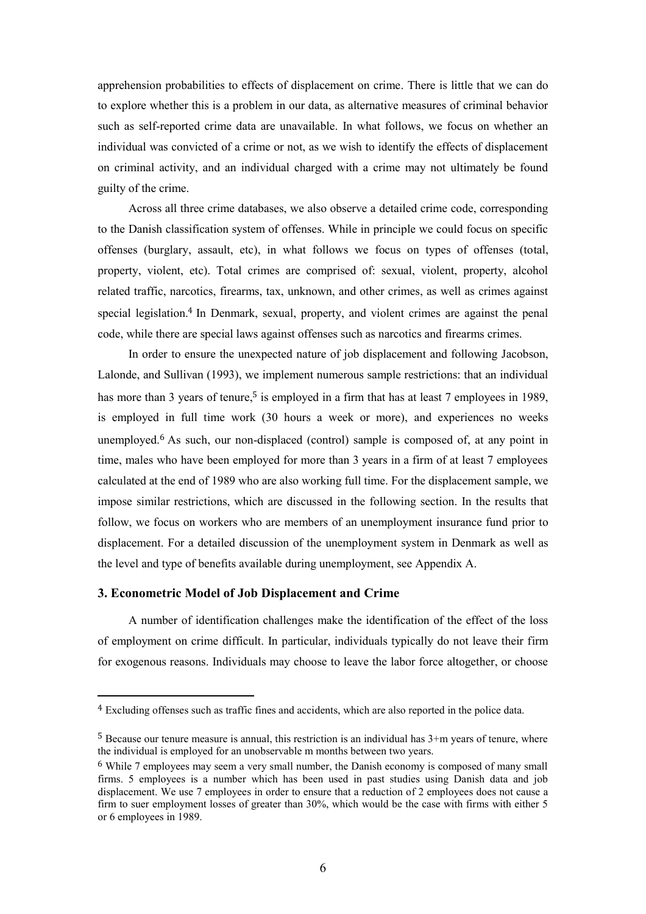apprehension probabilities to effects of displacement on crime. There is little that we can do to explore whether this is a problem in our data, as alternative measures of criminal behavior such as self-reported crime data are unavailable. In what follows, we focus on whether an individual was convicted of a crime or not, as we wish to identify the effects of displacement on criminal activity, and an individual charged with a crime may not ultimately be found guilty of the crime.

Across all three crime databases, we also observe a detailed crime code, corresponding to the Danish classification system of offenses. While in principle we could focus on specific offenses (burglary, assault, etc), in what follows we focus on types of offenses (total, property, violent, etc). Total crimes are comprised of: sexual, violent, property, alcohol related traffic, narcotics, firearms, tax, unknown, and other crimes, as well as crimes against special legislation.[4] In Denmark, sexual, property, and violent crimes are against the penal code, while there are special laws against offenses such as narcotics and firearms crimes.

In order to ensure the unexpected nature of job displacement and following Jacobson, Lalonde, and Sullivan (1993), we implement numerous sample restrictions: that an individual has more than 3 years of tenure,[5] is employed in a firm that has at least 7 employees in 1989, is employed in full time work (30 hours a week or more), and experiences no weeks unemployed.[6] As such, our non-displaced (control) sample is composed of, at any point in time, males who have been employed for more than 3 years in a firm of at least 7 employees calculated at the end of 1989 who are also working full time. For the displacement sample, we impose similar restrictions, which are discussed in the following section. In the results that follow, we focus on workers who are members of an unemployment insurance fund prior to displacement. For a detailed discussion of the unemployment system in Denmark as well as the level and type of benefits available during unemployment, see Appendix A.

### 3. Econometric Model of Job Displacement and Crime

A number of identification challenges make the identification of the effect of the loss of employment on crime difficult. In particular, individuals typically do not leave their firm for exogenous reasons. Individuals may choose to leave the labor force altogether, or choose

---

[4] Excluding offenses such as traffic fines and accidents, which are also reported in the police data.

[5] Because our tenure measure is annual, this restriction is an individual has 3+m years of tenure, where the individual is employed for an unobservable m months between two years.

[6] While 7 employees may seem a very small number, the Danish economy is composed of many small firms. 5 employees is a number which has been used in past studies using Danish data and job displacement. We use 7 employees in order to ensure that a reduction of 2 employees does not cause a firm to suer employment losses of greater than 30%, which would be the case with firms with either 5 or 6 employees in 1989.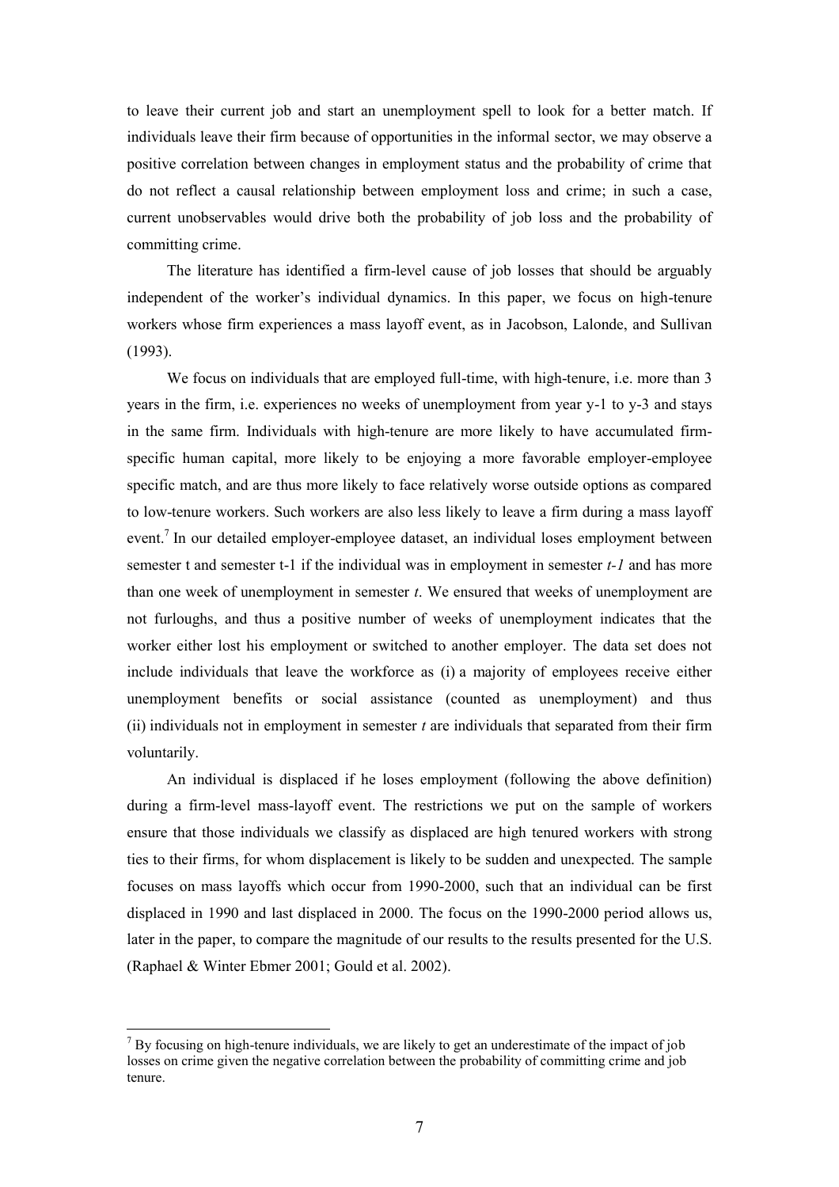to leave their current job and start an unemployment spell to look for a better match. If individuals leave their firm because of opportunities in the informal sector, we may observe a positive correlation between changes in employment status and the probability of crime that do not reflect a causal relationship between employment loss and crime; in such a case, current unobservables would drive both the probability of job loss and the probability of committing crime.

The literature has identified a firm-level cause of job losses that should be arguably independent of the worker's individual dynamics. In this paper, we focus on high-tenure workers whose firm experiences a mass layoff event, as in Jacobson, Lalonde, and Sullivan (1993).

We focus on individuals that are employed full-time, with high-tenure, i.e. more than 3 years in the firm, i.e. experiences no weeks of unemployment from year y-1 to y-3 and stays in the same firm. Individuals with high-tenure are more likely to have accumulated firm-specific human capital, more likely to be enjoying a more favorable employer-employee specific match, and are thus more likely to face relatively worse outside options as compared to low-tenure workers. Such workers are also less likely to leave a firm during a mass layoff event.[7] In our detailed employer-employee dataset, an individual loses employment between semester t and semester t-1 if the individual was in employment in semester *t-1* and has more than one week of unemployment in semester *t*. We ensured that weeks of unemployment are not furloughs, and thus a positive number of weeks of unemployment indicates that the worker either lost his employment or switched to another employer. The data set does not include individuals that leave the workforce as (i) a majority of employees receive either unemployment benefits or social assistance (counted as unemployment) and thus (ii) individuals not in employment in semester *t* are individuals that separated from their firm voluntarily.

An individual is displaced if he loses employment (following the above definition) during a firm-level mass-layoff event. The restrictions we put on the sample of workers ensure that those individuals we classify as displaced are high tenured workers with strong ties to their firms, for whom displacement is likely to be sudden and unexpected. The sample focuses on mass layoffs which occur from 1990-2000, such that an individual can be first displaced in 1990 and last displaced in 2000. The focus on the 1990-2000 period allows us, later in the paper, to compare the magnitude of our results to the results presented for the U.S. (Raphael & Winter Ebmer 2001; Gould et al. 2002).

[7] By focusing on high-tenure individuals, we are likely to get an underestimate of the impact of job losses on crime given the negative correlation between the probability of committing crime and job tenure.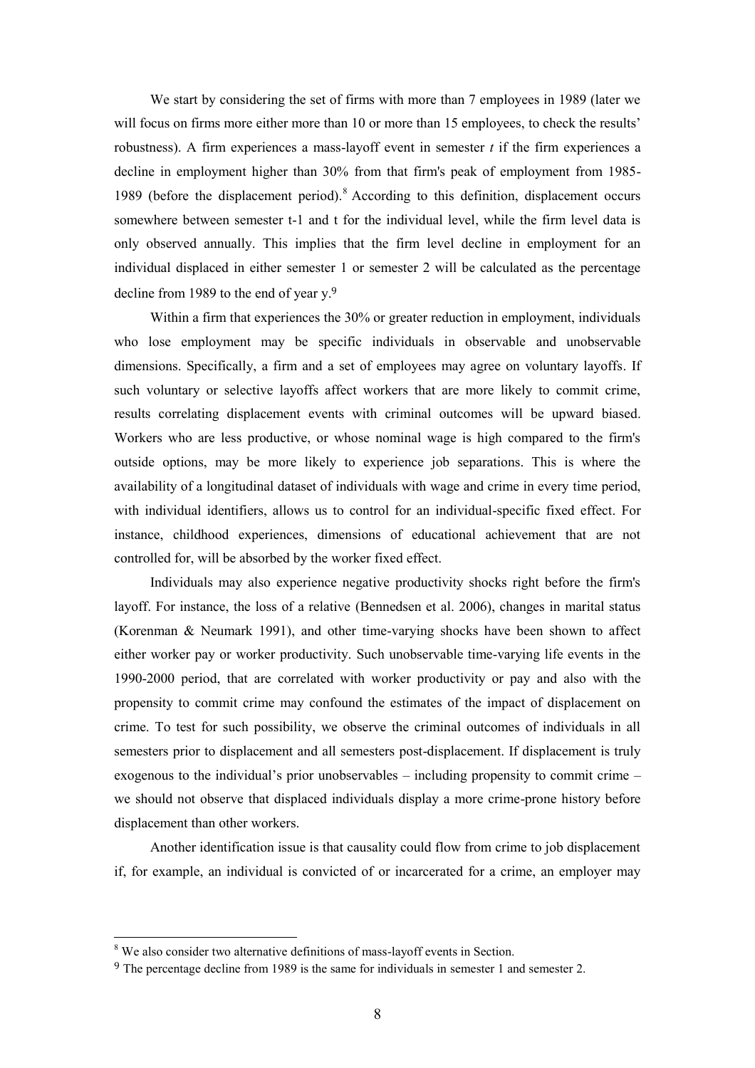We start by considering the set of firms with more than 7 employees in 1989 (later we will focus on firms more either more than 10 or more than 15 employees, to check the results' robustness). A firm experiences a mass-layoff event in semester *t* if the firm experiences a decline in employment higher than 30% from that firm's peak of employment from 1985-1989 (before the displacement period).[8] According to this definition, displacement occurs somewhere between semester t-1 and t for the individual level, while the firm level data is only observed annually. This implies that the firm level decline in employment for an individual displaced in either semester 1 or semester 2 will be calculated as the percentage decline from 1989 to the end of year y.[9]

Within a firm that experiences the 30% or greater reduction in employment, individuals who lose employment may be specific individuals in observable and unobservable dimensions. Specifically, a firm and a set of employees may agree on voluntary layoffs. If such voluntary or selective layoffs affect workers that are more likely to commit crime, results correlating displacement events with criminal outcomes will be upward biased. Workers who are less productive, or whose nominal wage is high compared to the firm's outside options, may be more likely to experience job separations. This is where the availability of a longitudinal dataset of individuals with wage and crime in every time period, with individual identifiers, allows us to control for an individual-specific fixed effect. For instance, childhood experiences, dimensions of educational achievement that are not controlled for, will be absorbed by the worker fixed effect.

Individuals may also experience negative productivity shocks right before the firm's layoff. For instance, the loss of a relative (Bennedsen et al. 2006), changes in marital status (Korenman & Neumark 1991), and other time-varying shocks have been shown to affect either worker pay or worker productivity. Such unobservable time-varying life events in the 1990-2000 period, that are correlated with worker productivity or pay and also with the propensity to commit crime may confound the estimates of the impact of displacement on crime. To test for such possibility, we observe the criminal outcomes of individuals in all semesters prior to displacement and all semesters post-displacement. If displacement is truly exogenous to the individual's prior unobservables – including propensity to commit crime – we should not observe that displaced individuals display a more crime-prone history before displacement than other workers.

Another identification issue is that causality could flow from crime to job displacement if, for example, an individual is convicted of or incarcerated for a crime, an employer may

---

[8] We also consider two alternative definitions of mass-layoff events in Section.

[9] The percentage decline from 1989 is the same for individuals in semester 1 and semester 2.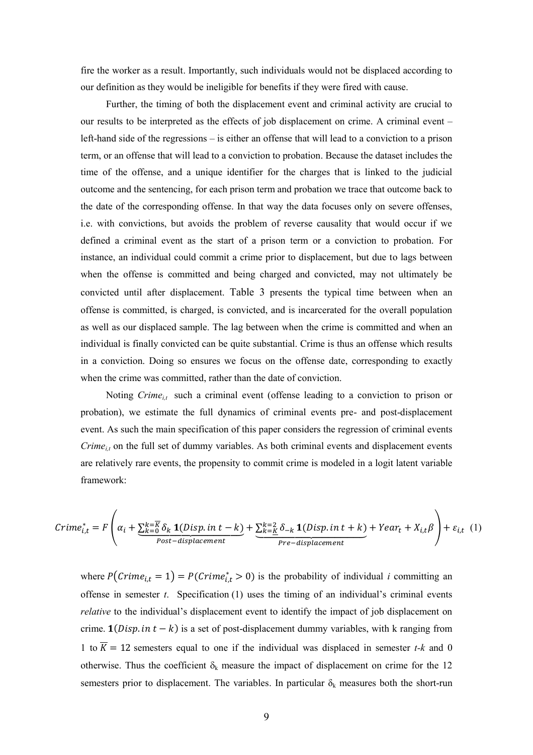fire the worker as a result. Importantly, such individuals would not be displaced according to our definition as they would be ineligible for benefits if they were fired with cause.

Further, the timing of both the displacement event and criminal activity are crucial to our results to be interpreted as the effects of job displacement on crime. A criminal event – left-hand side of the regressions – is either an offense that will lead to a conviction to a prison term, or an offense that will lead to a conviction to probation. Because the dataset includes the time of the offense, and a unique identifier for the charges that is linked to the judicial outcome and the sentencing, for each prison term and probation we trace that outcome back to the date of the corresponding offense. In that way the data focuses only on severe offenses, i.e. with convictions, but avoids the problem of reverse causality that would occur if we defined a criminal event as the start of a prison term or a conviction to probation. For instance, an individual could commit a crime prior to displacement, but due to lags between when the offense is committed and being charged and convicted, may not ultimately be convicted until after displacement. Table 3 presents the typical time between when an offense is committed, is charged, is convicted, and is incarcerated for the overall population as well as our displaced sample. The lag between when the crime is committed and when an individual is finally convicted can be quite substantial. Crime is thus an offense which results in a conviction. Doing so ensures we focus on the offense date, corresponding to exactly when the crime was committed, rather than the date of conviction.

Noting $Crime_{i,t}$ such a criminal event (offense leading to a conviction to prison or probation), we estimate the full dynamics of criminal events pre- and post-displacement event. As such the main specification of this paper considers the regression of criminal events $Crime_{i,t}$ on the full set of dummy variables. As both criminal events and displacement events are relatively rare events, the propensity to commit crime is modeled in a logit latent variable framework:

$$Crime^*_{i,t} = F\left(\alpha_i + \underbrace{\sum_{k=0}^{k=\overline{K}} \delta_k \, \mathbf{1}(Disp.\, in\; t-k)}_{Post-displacement} + \underbrace{\sum_{k=\underline{K}}^{k=2} \delta_{-k} \, \mathbf{1}(Disp.\, in\; t+k)}_{Pre-displacement} + Year_t + X_{i,t}\beta\right) + \varepsilon_{i,t} \quad (1)$$

where $P(Crime_{i,t} = 1) = P(Crime^*_{i,t} > 0)$ is the probability of individual *i* committing an offense in semester *t*. Specification (1) uses the timing of an individual's criminal events *relative* to the individual's displacement event to identify the impact of job displacement on crime. $\mathbf{1}(Disp.\, in\; t-k)$ is a set of post-displacement dummy variables, with k ranging from 1 to $\overline{K} = 12$ semesters equal to one if the individual was displaced in semester *t-k* and 0 otherwise. Thus the coefficient $\delta_k$ measure the impact of displacement on crime for the 12 semesters prior to displacement. The variables. In particular $\delta_k$ measures both the short-run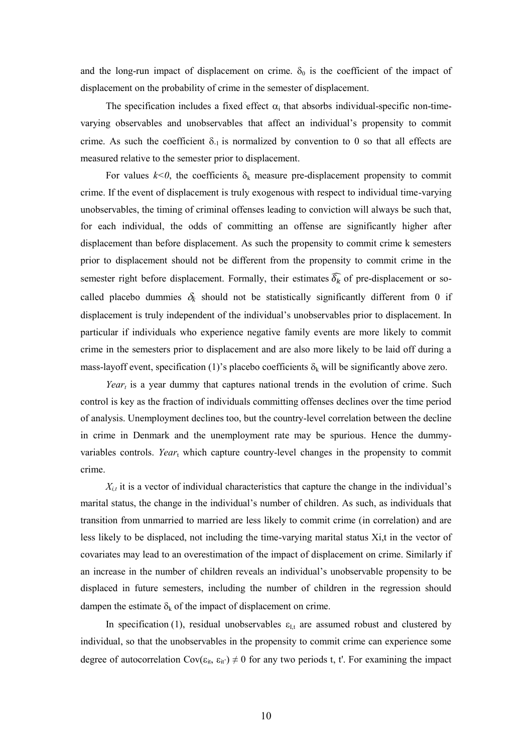and the long-run impact of displacement on crime. $\delta_0$ is the coefficient of the impact of displacement on the probability of crime in the semester of displacement.

The specification includes a fixed effect $\alpha_i$ that absorbs individual-specific non-time-varying observables and unobservables that affect an individual's propensity to commit crime. As such the coefficient $\delta_{-1}$ is normalized by convention to 0 so that all effects are measured relative to the semester prior to displacement.

For values $k<0$, the coefficients $\delta_k$ measure pre-displacement propensity to commit crime. If the event of displacement is truly exogenous with respect to individual time-varying unobservables, the timing of criminal offenses leading to conviction will always be such that, for each individual, the odds of committing an offense are significantly higher after displacement than before displacement. As such the propensity to commit crime k semesters prior to displacement should not be different from the propensity to commit crime in the semester right before displacement. Formally, their estimates $\widehat{\delta_k}$ of pre-displacement or so-called placebo dummies $\delta_k$ should not be statistically significantly different from 0 if displacement is truly independent of the individual's unobservables prior to displacement. In particular if individuals who experience negative family events are more likely to commit crime in the semesters prior to displacement and are also more likely to be laid off during a mass-layoff event, specification (1)'s placebo coefficients $\delta_k$ will be significantly above zero.

$Year_t$ is a year dummy that captures national trends in the evolution of crime. Such control is key as the fraction of individuals committing offenses declines over the time period of analysis. Unemployment declines too, but the country-level correlation between the decline in crime in Denmark and the unemployment rate may be spurious. Hence the dummy-variables controls. $Year_t$ which capture country-level changes in the propensity to commit crime.

$X_{i,t}$ it is a vector of individual characteristics that capture the change in the individual's marital status, the change in the individual's number of children. As such, as individuals that transition from unmarried to married are less likely to commit crime (in correlation) and are less likely to be displaced, not including the time-varying marital status $X_{i,t}$ in the vector of covariates may lead to an overestimation of the impact of displacement on crime. Similarly if an increase in the number of children reveals an individual's unobservable propensity to be displaced in future semesters, including the number of children in the regression should dampen the estimate $\delta_k$ of the impact of displacement on crime.

In specification (1), residual unobservables $\varepsilon_{I,t}$ are assumed robust and clustered by individual, so that the unobservables in the propensity to commit crime can experience some degree of autocorrelation $\mathrm{Cov}(\varepsilon_{it}, \varepsilon_{it'}) \neq 0$ for any two periods t, t'. For examining the impact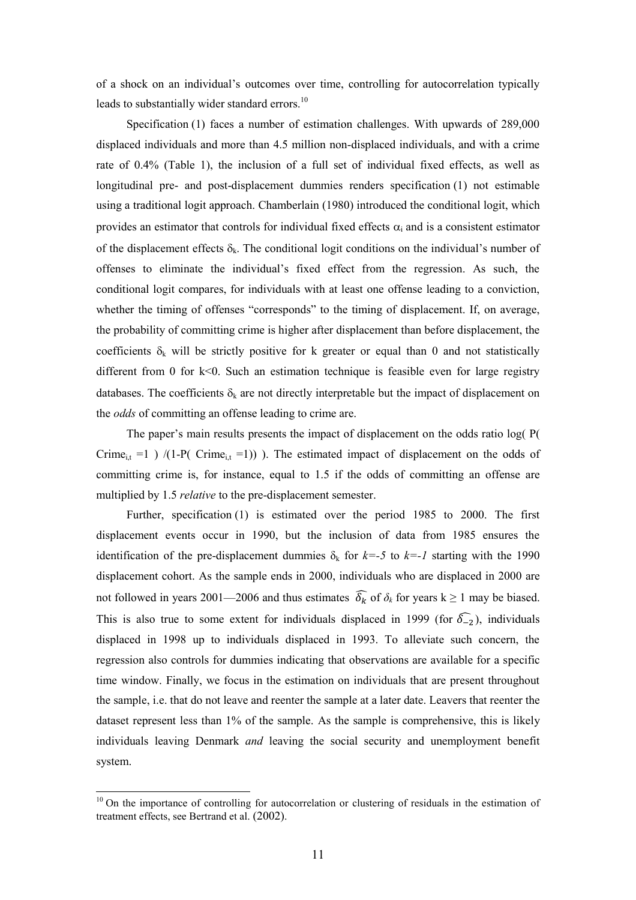of a shock on an individual's outcomes over time, controlling for autocorrelation typically leads to substantially wider standard errors.[10]

Specification (1) faces a number of estimation challenges. With upwards of 289,000 displaced individuals and more than 4.5 million non-displaced individuals, and with a crime rate of 0.4% (Table 1), the inclusion of a full set of individual fixed effects, as well as longitudinal pre- and post-displacement dummies renders specification (1) not estimable using a traditional logit approach. Chamberlain (1980) introduced the conditional logit, which provides an estimator that controls for individual fixed effects $\alpha_i$ and is a consistent estimator of the displacement effects $\delta_k$. The conditional logit conditions on the individual's number of offenses to eliminate the individual's fixed effect from the regression. As such, the conditional logit compares, for individuals with at least one offense leading to a conviction, whether the timing of offenses "corresponds" to the timing of displacement. If, on average, the probability of committing crime is higher after displacement than before displacement, the coefficients $\delta_k$ will be strictly positive for k greater or equal than 0 and not statistically different from 0 for k<0. Such an estimation technique is feasible even for large registry databases. The coefficients $\delta_k$ are not directly interpretable but the impact of displacement on the *odds* of committing an offense leading to crime are.

The paper's main results presents the impact of displacement on the odds ratio log( P( $Crime_{i,t}$ =1 ) /(1-P( $Crime_{i,t}$ =1)) ). The estimated impact of displacement on the odds of committing crime is, for instance, equal to 1.5 if the odds of committing an offense are multiplied by 1.5 *relative* to the pre-displacement semester.

Further, specification (1) is estimated over the period 1985 to 2000. The first displacement events occur in 1990, but the inclusion of data from 1985 ensures the identification of the pre-displacement dummies $\delta_k$ for $k=-5$ to $k=-1$ starting with the 1990 displacement cohort. As the sample ends in 2000, individuals who are displaced in 2000 are not followed in years 2001—2006 and thus estimates $\widehat{\delta_k}$ of $\delta_k$ for years $k \geq 1$ may be biased. This is also true to some extent for individuals displaced in 1999 (for $\widehat{\delta_{-2}}$), individuals displaced in 1998 up to individuals displaced in 1993. To alleviate such concern, the regression also controls for dummies indicating that observations are available for a specific time window. Finally, we focus in the estimation on individuals that are present throughout the sample, i.e. that do not leave and reenter the sample at a later date. Leavers that reenter the dataset represent less than 1% of the sample. As the sample is comprehensive, this is likely individuals leaving Denmark *and* leaving the social security and unemployment benefit system.

[10] On the importance of controlling for autocorrelation or clustering of residuals in the estimation of treatment effects, see Bertrand et al. (2002).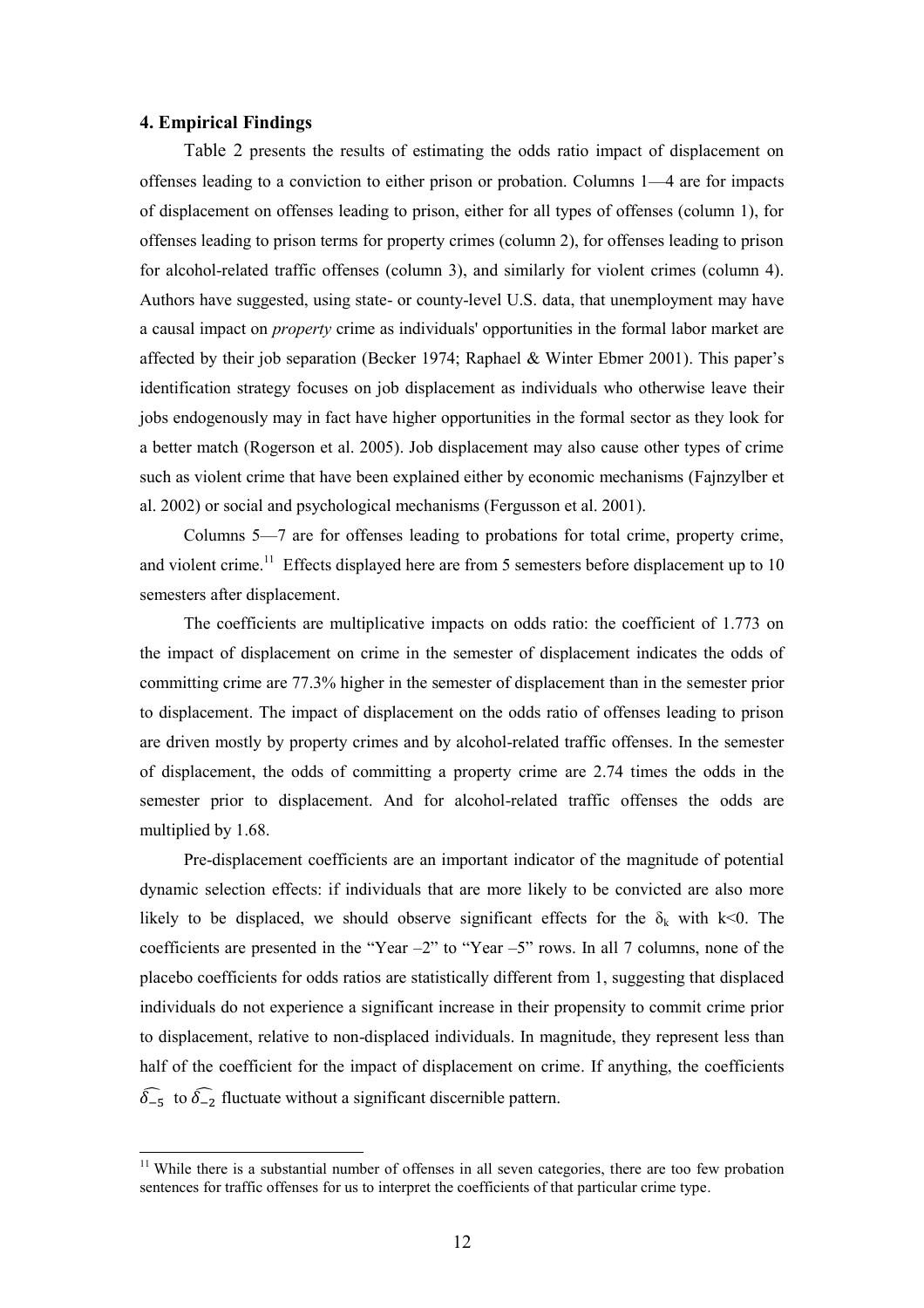### 4. Empirical Findings

Table 2 presents the results of estimating the odds ratio impact of displacement on offenses leading to a conviction to either prison or probation. Columns 1—4 are for impacts of displacement on offenses leading to prison, either for all types of offenses (column 1), for offenses leading to prison terms for property crimes (column 2), for offenses leading to prison for alcohol-related traffic offenses (column 3), and similarly for violent crimes (column 4). Authors have suggested, using state- or county-level U.S. data, that unemployment may have a causal impact on *property* crime as individuals' opportunities in the formal labor market are affected by their job separation (Becker 1974; Raphael & Winter Ebmer 2001). This paper's identification strategy focuses on job displacement as individuals who otherwise leave their jobs endogenously may in fact have higher opportunities in the formal sector as they look for a better match (Rogerson et al. 2005). Job displacement may also cause other types of crime such as violent crime that have been explained either by economic mechanisms (Fajnzylber et al. 2002) or social and psychological mechanisms (Fergusson et al. 2001).

Columns 5—7 are for offenses leading to probations for total crime, property crime, and violent crime.[11] Effects displayed here are from 5 semesters before displacement up to 10 semesters after displacement.

The coefficients are multiplicative impacts on odds ratio: the coefficient of 1.773 on the impact of displacement on crime in the semester of displacement indicates the odds of committing crime are 77.3% higher in the semester of displacement than in the semester prior to displacement. The impact of displacement on the odds ratio of offenses leading to prison are driven mostly by property crimes and by alcohol-related traffic offenses. In the semester of displacement, the odds of committing a property crime are 2.74 times the odds in the semester prior to displacement. And for alcohol-related traffic offenses the odds are multiplied by 1.68.

Pre-displacement coefficients are an important indicator of the magnitude of potential dynamic selection effects: if individuals that are more likely to be convicted are also more likely to be displaced, we should observe significant effects for the $\delta_k$ with $k<0$. The coefficients are presented in the "Year –2" to "Year –5" rows. In all 7 columns, none of the placebo coefficients for odds ratios are statistically different from 1, suggesting that displaced individuals do not experience a significant increase in their propensity to commit crime prior to displacement, relative to non-displaced individuals. In magnitude, they represent less than half of the coefficient for the impact of displacement on crime. If anything, the coefficients $\widehat{\delta_{-5}}$ to $\widehat{\delta_{-2}}$ fluctuate without a significant discernible pattern.

[11] While there is a substantial number of offenses in all seven categories, there are too few probation sentences for traffic offenses for us to interpret the coefficients of that particular crime type.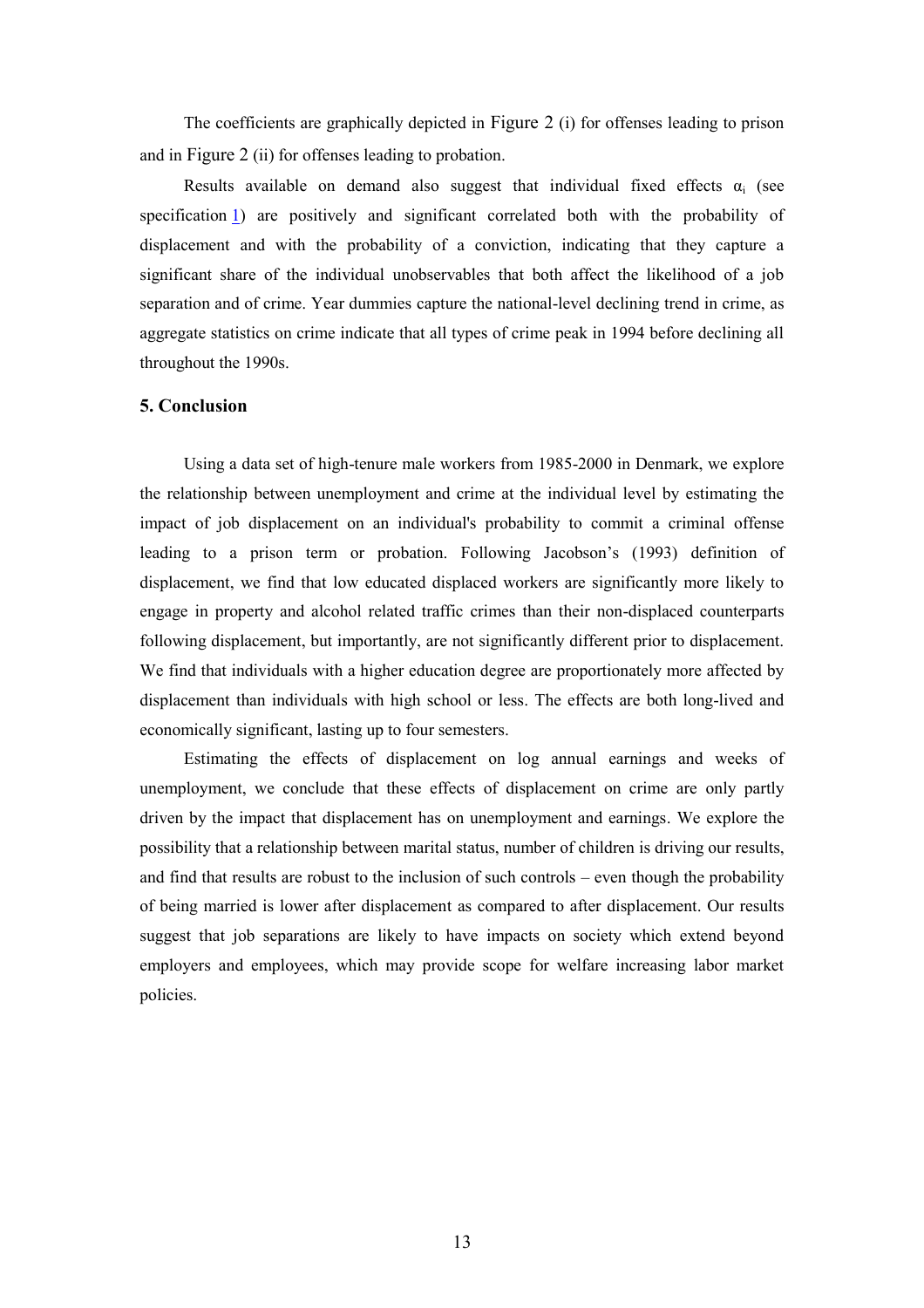The coefficients are graphically depicted in Figure 2 (i) for offenses leading to prison and in Figure 2 (ii) for offenses leading to probation.

Results available on demand also suggest that individual fixed effects $\alpha_i$ (see specification 1) are positively and significant correlated both with the probability of displacement and with the probability of a conviction, indicating that they capture a significant share of the individual unobservables that both affect the likelihood of a job separation and of crime. Year dummies capture the national-level declining trend in crime, as aggregate statistics on crime indicate that all types of crime peak in 1994 before declining all throughout the 1990s.

## 5. Conclusion

Using a data set of high-tenure male workers from 1985-2000 in Denmark, we explore the relationship between unemployment and crime at the individual level by estimating the impact of job displacement on an individual's probability to commit a criminal offense leading to a prison term or probation. Following Jacobson's (1993) definition of displacement, we find that low educated displaced workers are significantly more likely to engage in property and alcohol related traffic crimes than their non-displaced counterparts following displacement, but importantly, are not significantly different prior to displacement. We find that individuals with a higher education degree are proportionately more affected by displacement than individuals with high school or less. The effects are both long-lived and economically significant, lasting up to four semesters.

Estimating the effects of displacement on log annual earnings and weeks of unemployment, we conclude that these effects of displacement on crime are only partly driven by the impact that displacement has on unemployment and earnings. We explore the possibility that a relationship between marital status, number of children is driving our results, and find that results are robust to the inclusion of such controls – even though the probability of being married is lower after displacement as compared to after displacement. Our results suggest that job separations are likely to have impacts on society which extend beyond employers and employees, which may provide scope for welfare increasing labor market policies.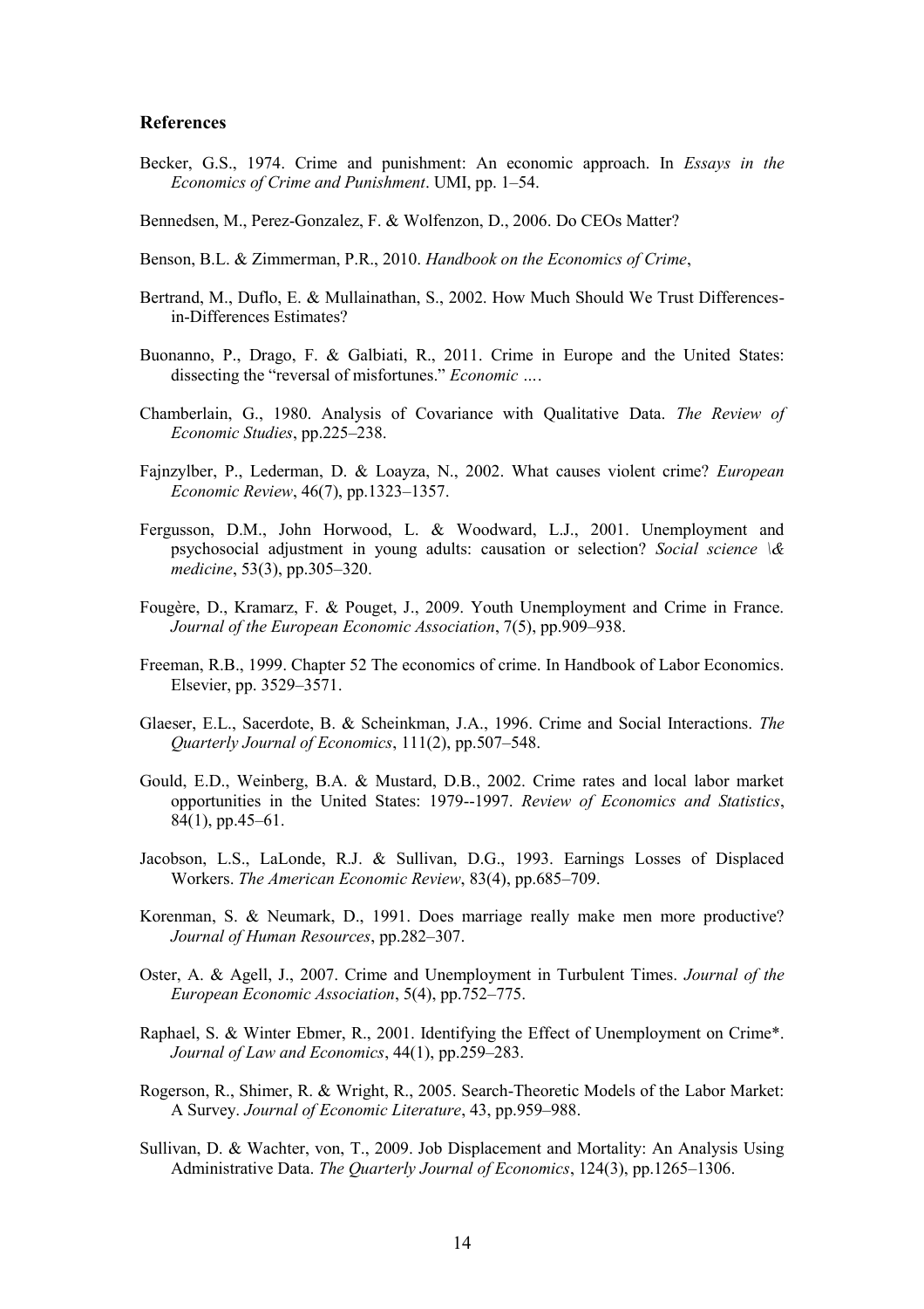### References

Becker, G.S., 1974. Crime and punishment: An economic approach. In *Essays in the Economics of Crime and Punishment*. UMI, pp. 1–54.

Bennedsen, M., Perez-Gonzalez, F. & Wolfenzon, D., 2006. Do CEOs Matter?

Benson, B.L. & Zimmerman, P.R., 2010. *Handbook on the Economics of Crime*,

Bertrand, M., Duflo, E. & Mullainathan, S., 2002. How Much Should We Trust Differences-in-Differences Estimates?

Buonanno, P., Drago, F. & Galbiati, R., 2011. Crime in Europe and the United States: dissecting the "reversal of misfortunes." *Economic ….*

Chamberlain, G., 1980. Analysis of Covariance with Qualitative Data. *The Review of Economic Studies*, pp.225–238.

Fajnzylber, P., Lederman, D. & Loayza, N., 2002. What causes violent crime? *European Economic Review*, 46(7), pp.1323–1357.

Fergusson, D.M., John Horwood, L. & Woodward, L.J., 2001. Unemployment and psychosocial adjustment in young adults: causation or selection? *Social science \& medicine*, 53(3), pp.305–320.

Fougère, D., Kramarz, F. & Pouget, J., 2009. Youth Unemployment and Crime in France. *Journal of the European Economic Association*, 7(5), pp.909–938.

Freeman, R.B., 1999. Chapter 52 The economics of crime. In Handbook of Labor Economics. Elsevier, pp. 3529–3571.

Glaeser, E.L., Sacerdote, B. & Scheinkman, J.A., 1996. Crime and Social Interactions. *The Quarterly Journal of Economics*, 111(2), pp.507–548.

Gould, E.D., Weinberg, B.A. & Mustard, D.B., 2002. Crime rates and local labor market opportunities in the United States: 1979--1997. *Review of Economics and Statistics*, 84(1), pp.45–61.

Jacobson, L.S., LaLonde, R.J. & Sullivan, D.G., 1993. Earnings Losses of Displaced Workers. *The American Economic Review*, 83(4), pp.685–709.

Korenman, S. & Neumark, D., 1991. Does marriage really make men more productive? *Journal of Human Resources*, pp.282–307.

Oster, A. & Agell, J., 2007. Crime and Unemployment in Turbulent Times. *Journal of the European Economic Association*, 5(4), pp.752–775.

Raphael, S. & Winter Ebmer, R., 2001. Identifying the Effect of Unemployment on Crime*. *Journal of Law and Economics*, 44(1), pp.259–283.

Rogerson, R., Shimer, R. & Wright, R., 2005. Search-Theoretic Models of the Labor Market: A Survey. *Journal of Economic Literature*, 43, pp.959–988.

Sullivan, D. & Wachter, von, T., 2009. Job Displacement and Mortality: An Analysis Using Administrative Data. *The Quarterly Journal of Economics*, 124(3), pp.1265–1306.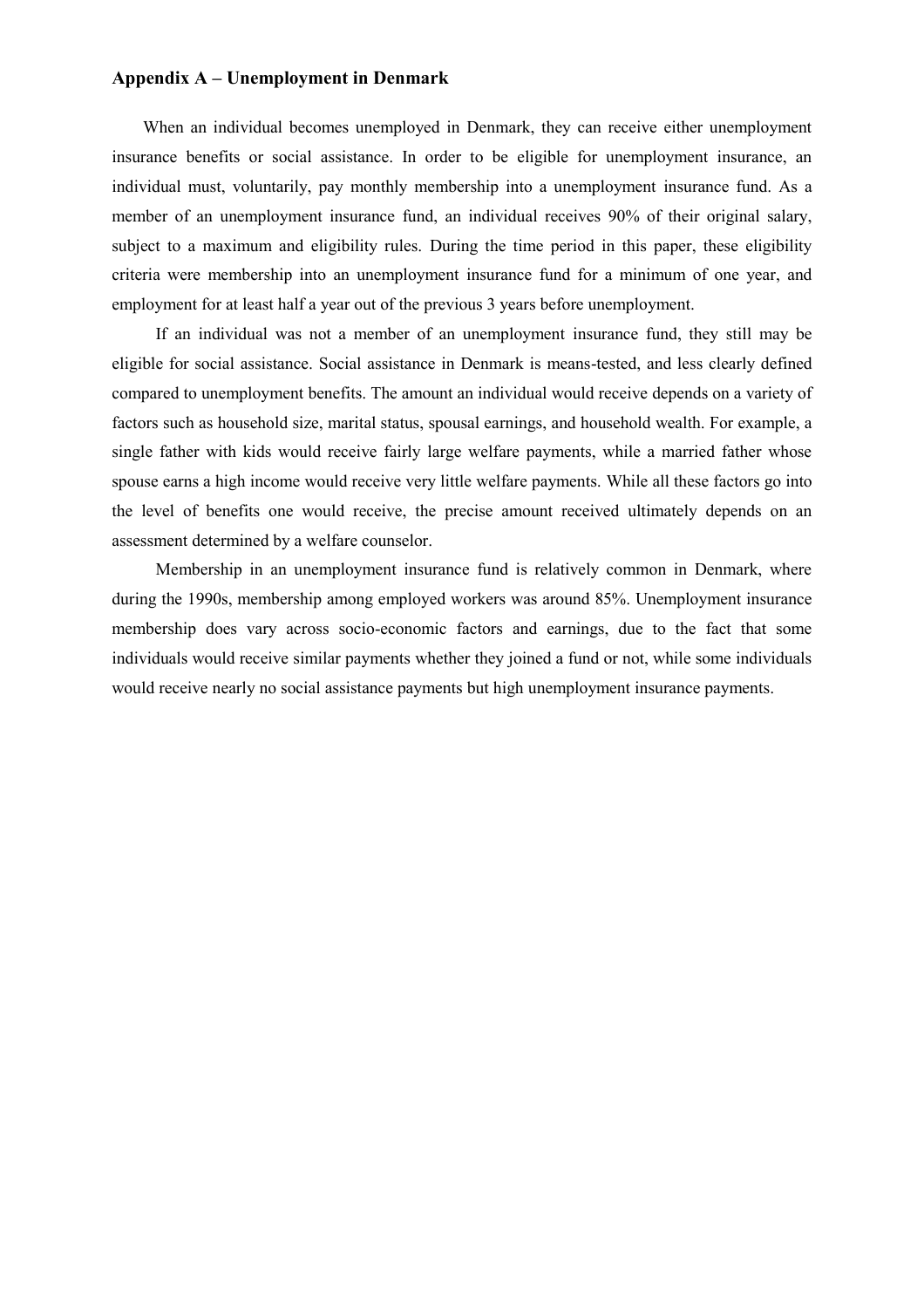### Appendix A – Unemployment in Denmark

When an individual becomes unemployed in Denmark, they can receive either unemployment insurance benefits or social assistance. In order to be eligible for unemployment insurance, an individual must, voluntarily, pay monthly membership into a unemployment insurance fund. As a member of an unemployment insurance fund, an individual receives 90% of their original salary, subject to a maximum and eligibility rules. During the time period in this paper, these eligibility criteria were membership into an unemployment insurance fund for a minimum of one year, and employment for at least half a year out of the previous 3 years before unemployment.

If an individual was not a member of an unemployment insurance fund, they still may be eligible for social assistance. Social assistance in Denmark is means-tested, and less clearly defined compared to unemployment benefits. The amount an individual would receive depends on a variety of factors such as household size, marital status, spousal earnings, and household wealth. For example, a single father with kids would receive fairly large welfare payments, while a married father whose spouse earns a high income would receive very little welfare payments. While all these factors go into the level of benefits one would receive, the precise amount received ultimately depends on an assessment determined by a welfare counselor.

Membership in an unemployment insurance fund is relatively common in Denmark, where during the 1990s, membership among employed workers was around 85%. Unemployment insurance membership does vary across socio-economic factors and earnings, due to the fact that some individuals would receive similar payments whether they joined a fund or not, while some individuals would receive nearly no social assistance payments but high unemployment insurance payments.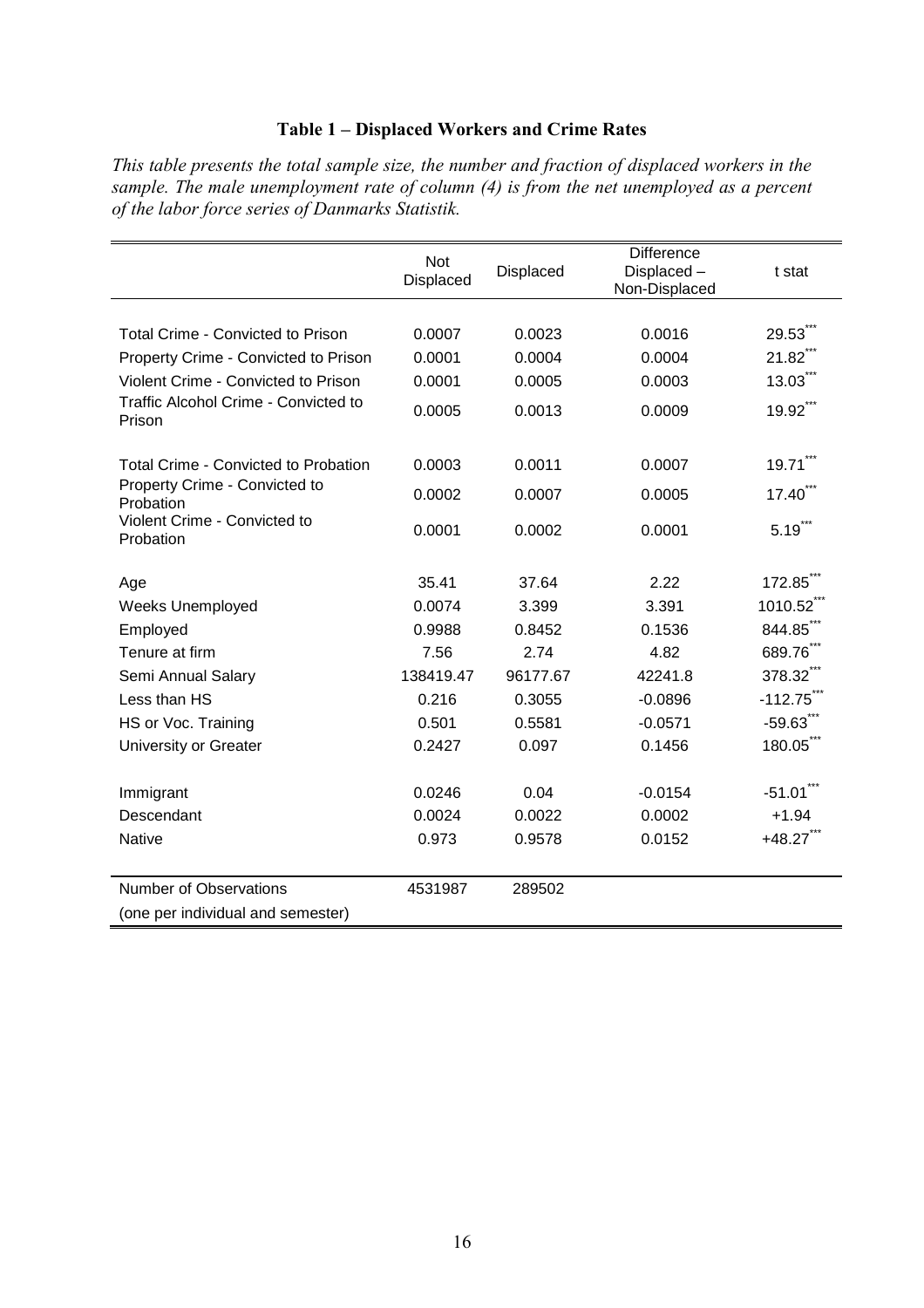**Table 1 – Displaced Workers and Crime Rates**

*This table presents the total sample size, the number and fraction of displaced workers in the sample. The male unemployment rate of column (4) is from the net unemployed as a percent of the labor force series of Danmarks Statistik.*

| | Not Displaced | Displaced | Difference Displaced – Non-Displaced | t stat |
|---|---|---|---|---|
| Total Crime - Convicted to Prison | 0.0007 | 0.0023 | 0.0016 | 29.53*** |
| Property Crime - Convicted to Prison | 0.0001 | 0.0004 | 0.0004 | 21.82*** |
| Violent Crime - Convicted to Prison | 0.0001 | 0.0005 | 0.0003 | 13.03*** |
| Traffic Alcohol Crime - Convicted to Prison | 0.0005 | 0.0013 | 0.0009 | 19.92*** |
| Total Crime - Convicted to Probation | 0.0003 | 0.0011 | 0.0007 | 19.71*** |
| Property Crime - Convicted to Probation | 0.0002 | 0.0007 | 0.0005 | 17.40*** |
| Violent Crime - Convicted to Probation | 0.0001 | 0.0002 | 0.0001 | 5.19*** |
| Age | 35.41 | 37.64 | 2.22 | 172.85*** |
| Weeks Unemployed | 0.0074 | 3.399 | 3.391 | 1010.52*** |
| Employed | 0.9988 | 0.8452 | 0.1536 | 844.85*** |
| Tenure at firm | 7.56 | 2.74 | 4.82 | 689.76*** |
| Semi Annual Salary | 138419.47 | 96177.67 | 42241.8 | 378.32*** |
| Less than HS | 0.216 | 0.3055 | -0.0896 | -112.75*** |
| HS or Voc. Training | 0.501 | 0.5581 | -0.0571 | -59.63*** |
| University or Greater | 0.2427 | 0.097 | 0.1456 | 180.05*** |
| Immigrant | 0.0246 | 0.04 | -0.0154 | -51.01*** |
| Descendant | 0.0024 | 0.0022 | 0.0002 | +1.94 |
| Native | 0.973 | 0.9578 | 0.0152 | +48.27*** |
| Number of Observations (one per individual and semester) | 4531987 | 289502 | | |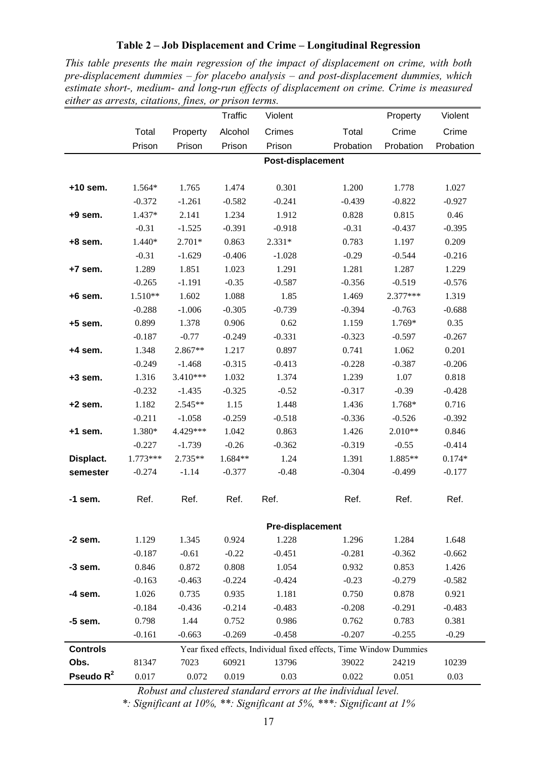**Table 2 – Job Displacement and Crime – Longitudinal Regression**

*This table presents the main regression of the impact of displacement on crime, with both pre-displacement dummies – for placebo analysis – and post-displacement dummies, which estimate short-, medium- and long-run effects of displacement on crime. Crime is measured either as arrests, citations, fines, or prison terms.*

| | Total Prison | Property Prison | Traffic Alcohol Prison | Violent Crimes Prison | Total Probation | Property Crime Probation | Violent Crime Probation |
|---|---|---|---|---|---|---|---|
| | | | | **Post-displacement** | | | |
| **+10 sem.** | 1.564* | 1.765 | 1.474 | 0.301 | 1.200 | 1.778 | 1.027 |
| | -0.372 | -1.261 | -0.582 | -0.241 | -0.439 | -0.822 | -0.927 |
| **+9 sem.** | 1.437* | 2.141 | 1.234 | 1.912 | 0.828 | 0.815 | 0.46 |
| | -0.31 | -1.525 | -0.391 | -0.918 | -0.31 | -0.437 | -0.395 |
| **+8 sem.** | 1.440* | 2.701* | 0.863 | 2.331* | 0.783 | 1.197 | 0.209 |
| | -0.31 | -1.629 | -0.406 | -1.028 | -0.29 | -0.544 | -0.216 |
| **+7 sem.** | 1.289 | 1.851 | 1.023 | 1.291 | 1.281 | 1.287 | 1.229 |
| | -0.265 | -1.191 | -0.35 | -0.587 | -0.356 | -0.519 | -0.576 |
| **+6 sem.** | 1.510** | 1.602 | 1.088 | 1.85 | 1.469 | 2.377*** | 1.319 |
| | -0.288 | -1.006 | -0.305 | -0.739 | -0.394 | -0.763 | -0.688 |
| **+5 sem.** | 0.899 | 1.378 | 0.906 | 0.62 | 1.159 | 1.769* | 0.35 |
| | -0.187 | -0.77 | -0.249 | -0.331 | -0.323 | -0.597 | -0.267 |
| **+4 sem.** | 1.348 | 2.867** | 1.217 | 0.897 | 0.741 | 1.062 | 0.201 |
| | -0.249 | -1.468 | -0.315 | -0.413 | -0.228 | -0.387 | -0.206 |
| **+3 sem.** | 1.316 | 3.410*** | 1.032 | 1.374 | 1.239 | 1.07 | 0.818 |
| | -0.232 | -1.435 | -0.325 | -0.52 | -0.317 | -0.39 | -0.428 |
| **+2 sem.** | 1.182 | 2.545** | 1.15 | 1.448 | 1.436 | 1.768* | 0.716 |
| | -0.211 | -1.058 | -0.259 | -0.518 | -0.336 | -0.526 | -0.392 |
| **+1 sem.** | 1.380* | 4.429*** | 1.042 | 0.863 | 1.426 | 2.010** | 0.846 |
| | -0.227 | -1.739 | -0.26 | -0.362 | -0.319 | -0.55 | -0.414 |
| **Displact. semester** | 1.773*** | 2.735** | 1.684** | 1.24 | 1.391 | 1.885** | 0.174* |
| | -0.274 | -1.14 | -0.377 | -0.48 | -0.304 | -0.499 | -0.177 |
| **-1 sem.** | Ref. | Ref. | Ref. | Ref. | Ref. | Ref. | Ref. |
| | | | | **Pre-displacement** | | | |
| **-2 sem.** | 1.129 | 1.345 | 0.924 | 1.228 | 1.296 | 1.284 | 1.648 |
| | -0.187 | -0.61 | -0.22 | -0.451 | -0.281 | -0.362 | -0.662 |
| **-3 sem.** | 0.846 | 0.872 | 0.808 | 1.054 | 0.932 | 0.853 | 1.426 |
| | -0.163 | -0.463 | -0.224 | -0.424 | -0.23 | -0.279 | -0.582 |
| **-4 sem.** | 1.026 | 0.735 | 0.935 | 1.181 | 0.750 | 0.878 | 0.921 |
| | -0.184 | -0.436 | -0.214 | -0.483 | -0.208 | -0.291 | -0.483 |
| **-5 sem.** | 0.798 | 1.44 | 0.752 | 0.986 | 0.762 | 0.783 | 0.381 |
| | -0.161 | -0.663 | -0.269 | -0.458 | -0.207 | -0.255 | -0.29 |
| **Controls** | Year fixed effects, Individual fixed effects, Time Window Dummies | | | | | | |
| **Obs.** | 81347 | 7023 | 60921 | 13796 | 39022 | 24219 | 10239 |
| **Pseudo $R^2$** | 0.017 | 0.072 | 0.019 | 0.03 | 0.022 | 0.051 | 0.03 |

*Robust and clustered standard errors at the individual level.*

*\*: Significant at 10%, \*\*: Significant at 5%, \*\*\*: Significant at 1%*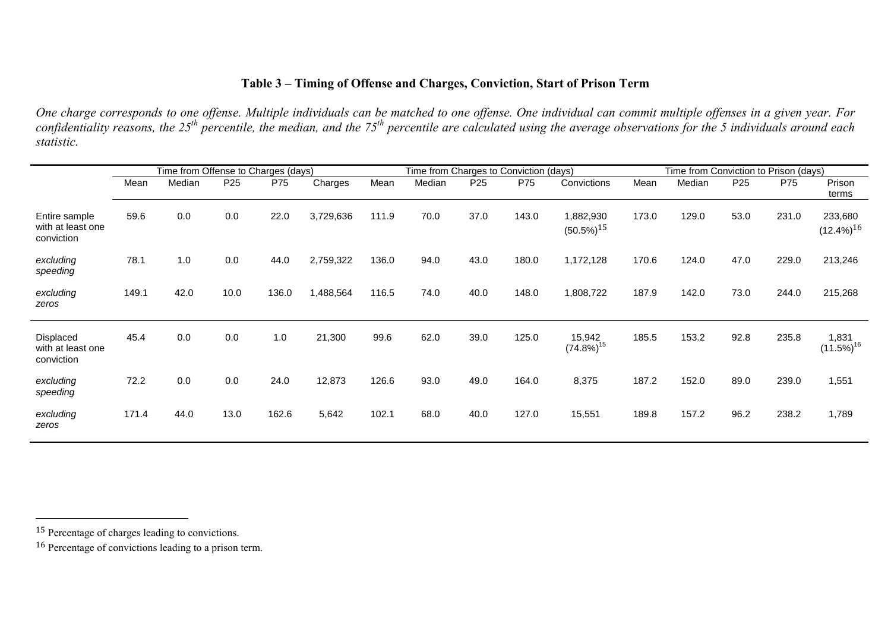### Table 3 – Timing of Offense and Charges, Conviction, Start of Prison Term

*One charge corresponds to one offense. Multiple individuals can be matched to one offense. One individual can commit multiple offenses in a given year. For confidentiality reasons, the 25th percentile, the median, and the 75th percentile are calculated using the average observations for the 5 individuals around each statistic.*

| | Time from Offense to Charges (days) | | | | | Time from Charges to Conviction (days) | | | | | Time from Conviction to Prison (days) | | | | |
|---|---|---|---|---|---|---|---|---|---|---|---|---|---|---|---|
| | Mean | Median | P25 | P75 | Charges | Mean | Median | P25 | P75 | Convictions | Mean | Median | P25 | P75 | Prison terms |
| Entire sample with at least one conviction | 59.6 | 0.0 | 0.0 | 22.0 | 3,729,636 | 111.9 | 70.0 | 37.0 | 143.0 | 1,882,930 (50.5%)[15] | 173.0 | 129.0 | 53.0 | 231.0 | 233,680 (12.4%)[16] |
| *excluding speeding* | 78.1 | 1.0 | 0.0 | 44.0 | 2,759,322 | 136.0 | 94.0 | 43.0 | 180.0 | 1,172,128 | 170.6 | 124.0 | 47.0 | 229.0 | 213,246 |
| *excluding zeros* | 149.1 | 42.0 | 10.0 | 136.0 | 1,488,564 | 116.5 | 74.0 | 40.0 | 148.0 | 1,808,722 | 187.9 | 142.0 | 73.0 | 244.0 | 215,268 |
| Displaced with at least one conviction | 45.4 | 0.0 | 0.0 | 1.0 | 21,300 | 99.6 | 62.0 | 39.0 | 125.0 | 15,942 (74.8%)[15] | 185.5 | 153.2 | 92.8 | 235.8 | 1,831 (11.5%)[16] |
| *excluding speeding* | 72.2 | 0.0 | 0.0 | 24.0 | 12,873 | 126.6 | 93.0 | 49.0 | 164.0 | 8,375 | 187.2 | 152.0 | 89.0 | 239.0 | 1,551 |
| *excluding zeros* | 171.4 | 44.0 | 13.0 | 162.6 | 5,642 | 102.1 | 68.0 | 40.0 | 127.0 | 15,551 | 189.8 | 157.2 | 96.2 | 238.2 | 1,789 |

[15] Percentage of charges leading to convictions.

[16] Percentage of convictions leading to a prison term.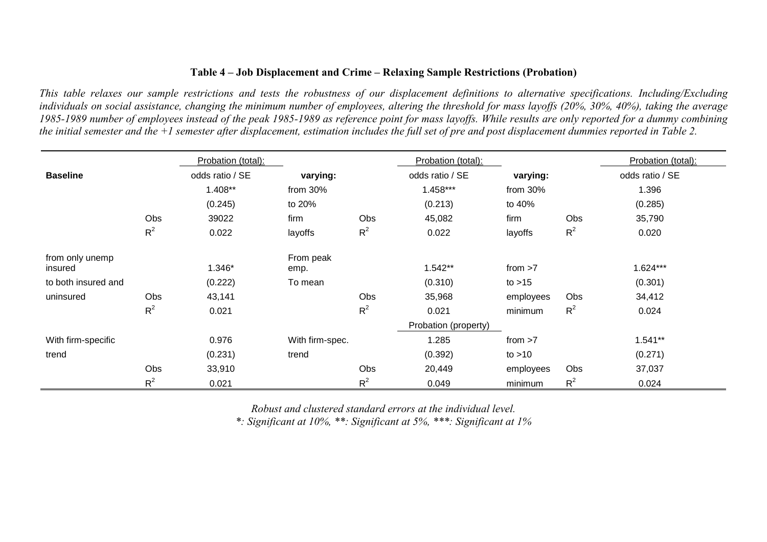**Table 4 – Job Displacement and Crime – Relaxing Sample Restrictions (Probation)**

*This table relaxes our sample restrictions and tests the robustness of our displacement definitions to alternative specifications. Including/Excluding individuals on social assistance, changing the minimum number of employees, altering the threshold for mass layoffs (20%, 30%, 40%), taking the average 1985-1989 number of employees instead of the peak 1985-1989 as reference point for mass layoffs. While results are only reported for a dummy combining the initial semester and the +1 semester after displacement, estimation includes the full set of pre and post displacement dummies reported in Table 2.*

| | | Probation (total): | | | Probation (total): | | | Probation (total): |
|---|---|---|---|---|---|---|---|---|
| **Baseline** | | odds ratio / SE | **varying:** | | odds ratio / SE | **varying:** | | odds ratio / SE |
| | | 1.408** | from 30% | | 1.458*** | from 30% | | 1.396 |
| | | (0.245) | to 20% | | (0.213) | to 40% | | (0.285) |
| | Obs | 39022 | firm | Obs | 45,082 | firm | Obs | 35,790 |
| | $R^2$ | 0.022 | layoffs | $R^2$ | 0.022 | layoffs | $R^2$ | 0.020 |
| from only unemp insured | | 1.346* | From peak emp. | | 1.542** | from >7 | | 1.624*** |
| to both insured and | | (0.222) | To mean | | (0.310) | to >15 | | (0.301) |
| uninsured | Obs | 43,141 | | Obs | 35,968 | employees | Obs | 34,412 |
| | $R^2$ | 0.021 | | $R^2$ | 0.021 | minimum | $R^2$ | 0.024 |
| | | | | | Probation (property) | | | |
| With firm-specific | | 0.976 | With firm-spec. | | 1.285 | from >7 | | 1.541** |
| trend | | (0.231) | trend | | (0.392) | to >10 | | (0.271) |
| | Obs | 33,910 | | Obs | 20,449 | employees | Obs | 37,037 |
| | $R^2$ | 0.021 | | $R^2$ | 0.049 | minimum | $R^2$ | 0.024 |

*Robust and clustered standard errors at the individual level.*
*\*: Significant at 10%, \*\*: Significant at 5%, \*\*\*: Significant at 1%*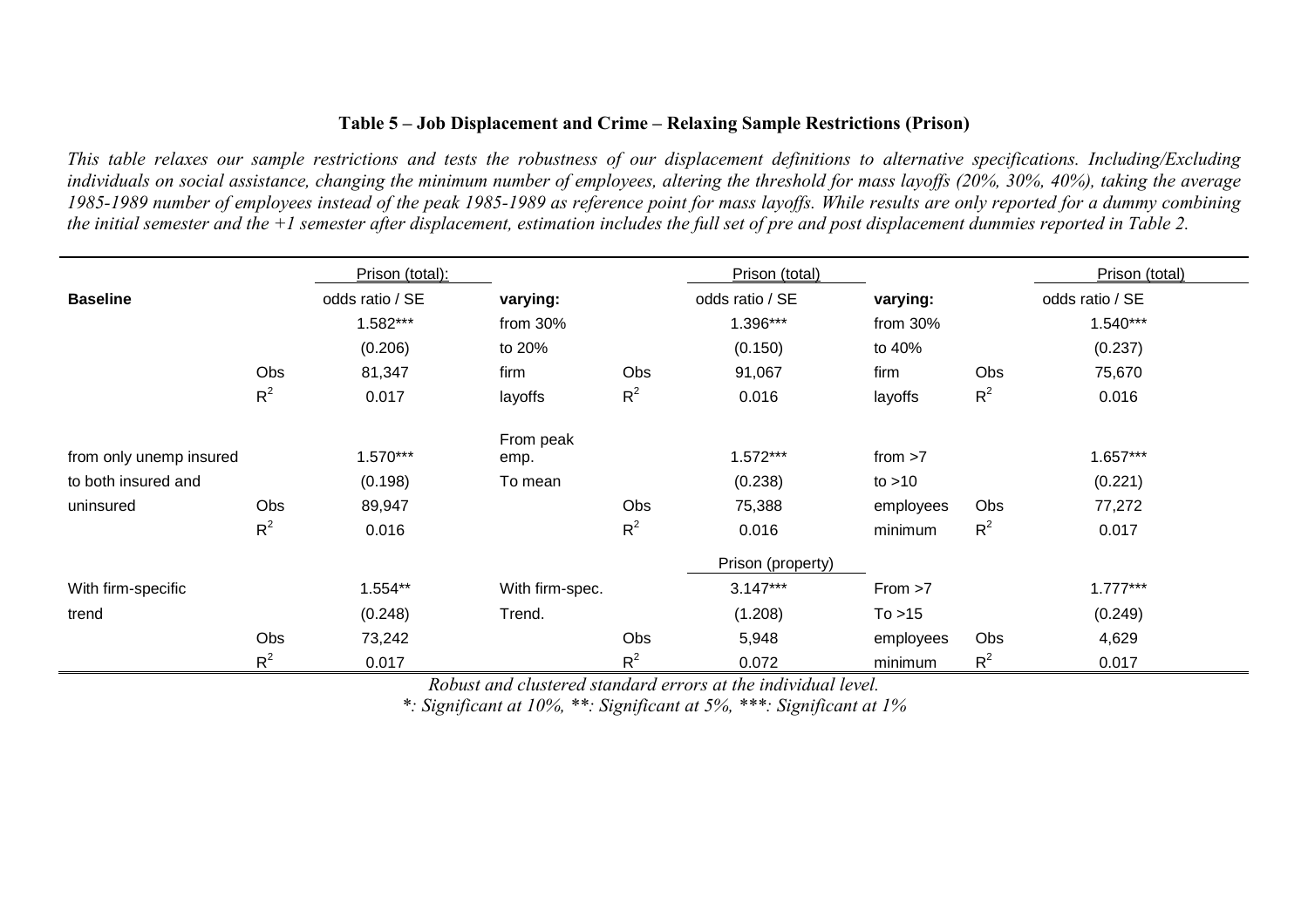**Table 5 – Job Displacement and Crime – Relaxing Sample Restrictions (Prison)**

*This table relaxes our sample restrictions and tests the robustness of our displacement definitions to alternative specifications. Including/Excluding individuals on social assistance, changing the minimum number of employees, altering the threshold for mass layoffs (20%, 30%, 40%), taking the average 1985-1989 number of employees instead of the peak 1985-1989 as reference point for mass layoffs. While results are only reported for a dummy combining the initial semester and the +1 semester after displacement, estimation includes the full set of pre and post displacement dummies reported in Table 2.*

| | | Prison (total): | | | Prison (total) | | | Prison (total) |
|---|---|---|---|---|---|---|---|---|
| **Baseline** | | odds ratio / SE | **varying:** | | odds ratio / SE | **varying:** | | odds ratio / SE |
| | | 1.582*** | from 30% | | 1.396*** | from 30% | | 1.540*** |
| | | (0.206) | to 20% | | (0.150) | to 40% | | (0.237) |
| | Obs | 81,347 | firm | Obs | 91,067 | firm | Obs | 75,670 |
| | $R^2$ | 0.017 | layoffs | $R^2$ | 0.016 | layoffs | $R^2$ | 0.016 |
| from only unemp insured | | 1.570*** | From peak emp. | | 1.572*** | from >7 | | 1.657*** |
| to both insured and | | (0.198) | To mean | | (0.238) | to >10 | | (0.221) |
| uninsured | Obs | 89,947 | | Obs | 75,388 | employees | Obs | 77,272 |
| | $R^2$ | 0.016 | | $R^2$ | 0.016 | minimum | $R^2$ | 0.017 |
| | | | | | Prison (property) | | | |
| With firm-specific | | 1.554** | With firm-spec. | | 3.147*** | From >7 | | 1.777*** |
| trend | | (0.248) | Trend. | | (1.208) | To >15 | | (0.249) |
| | Obs | 73,242 | | Obs | 5,948 | employees | Obs | 4,629 |
| | $R^2$ | 0.017 | | $R^2$ | 0.072 | minimum | $R^2$ | 0.017 |

*Robust and clustered standard errors at the individual level.*

*\*: Significant at 10%, \*\*: Significant at 5%, \*\*\*: Significant at 1%*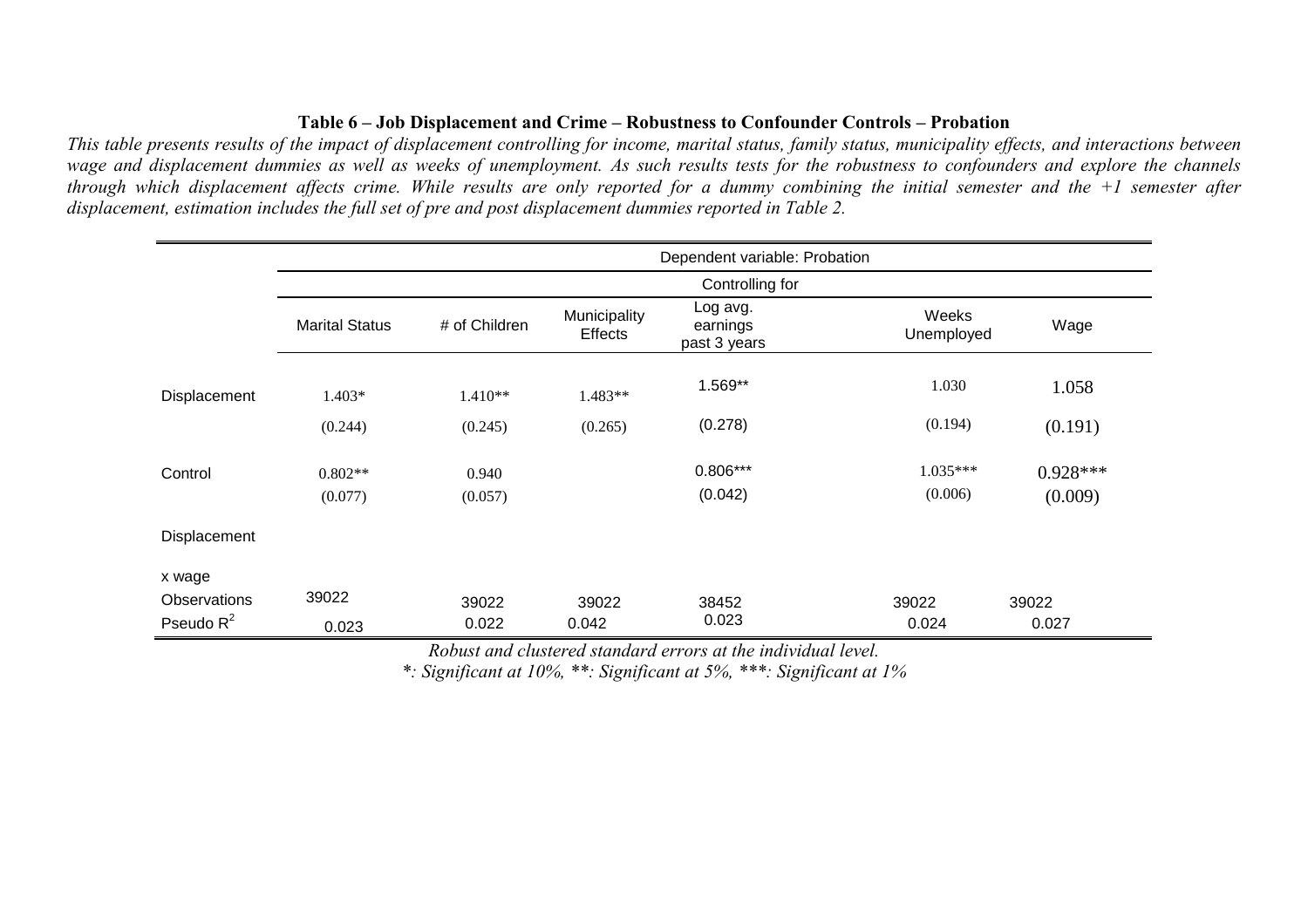**Table 6 – Job Displacement and Crime – Robustness to Confounder Controls – Probation**

*This table presents results of the impact of displacement controlling for income, marital status, family status, municipality effects, and interactions between wage and displacement dummies as well as weeks of unemployment. As such results tests for the robustness to confounders and explore the channels through which displacement affects crime. While results are only reported for a dummy combining the initial semester and the +1 semester after displacement, estimation includes the full set of pre and post displacement dummies reported in Table 2.*

| | Dependent variable: Probation | | | | | |
|---|---|---|---|---|---|---|
| | Controlling for | | | | | |
| | Marital Status | # of Children | Municipality Effects | Log avg. earnings past 3 years | Weeks Unemployed | Wage |
| Displacement | 1.403* | 1.410** | 1.483** | 1.569** | 1.030 | 1.058 |
| | (0.244) | (0.245) | (0.265) | (0.278) | (0.194) | (0.191) |
| Control | 0.802** | 0.940 | | 0.806*** | 1.035*** | 0.928*** |
| | (0.077) | (0.057) | | (0.042) | (0.006) | (0.009) |
| Displacement x wage | | | | | | |
| Observations | 39022 | 39022 | 39022 | 38452 | 39022 | 39022 |
| Pseudo $R^2$ | 0.023 | 0.022 | 0.042 | 0.023 | 0.024 | 0.027 |

*Robust and clustered standard errors at the individual level.*

*\*: Significant at 10%, \*\*: Significant at 5%, \*\*\*: Significant at 1%*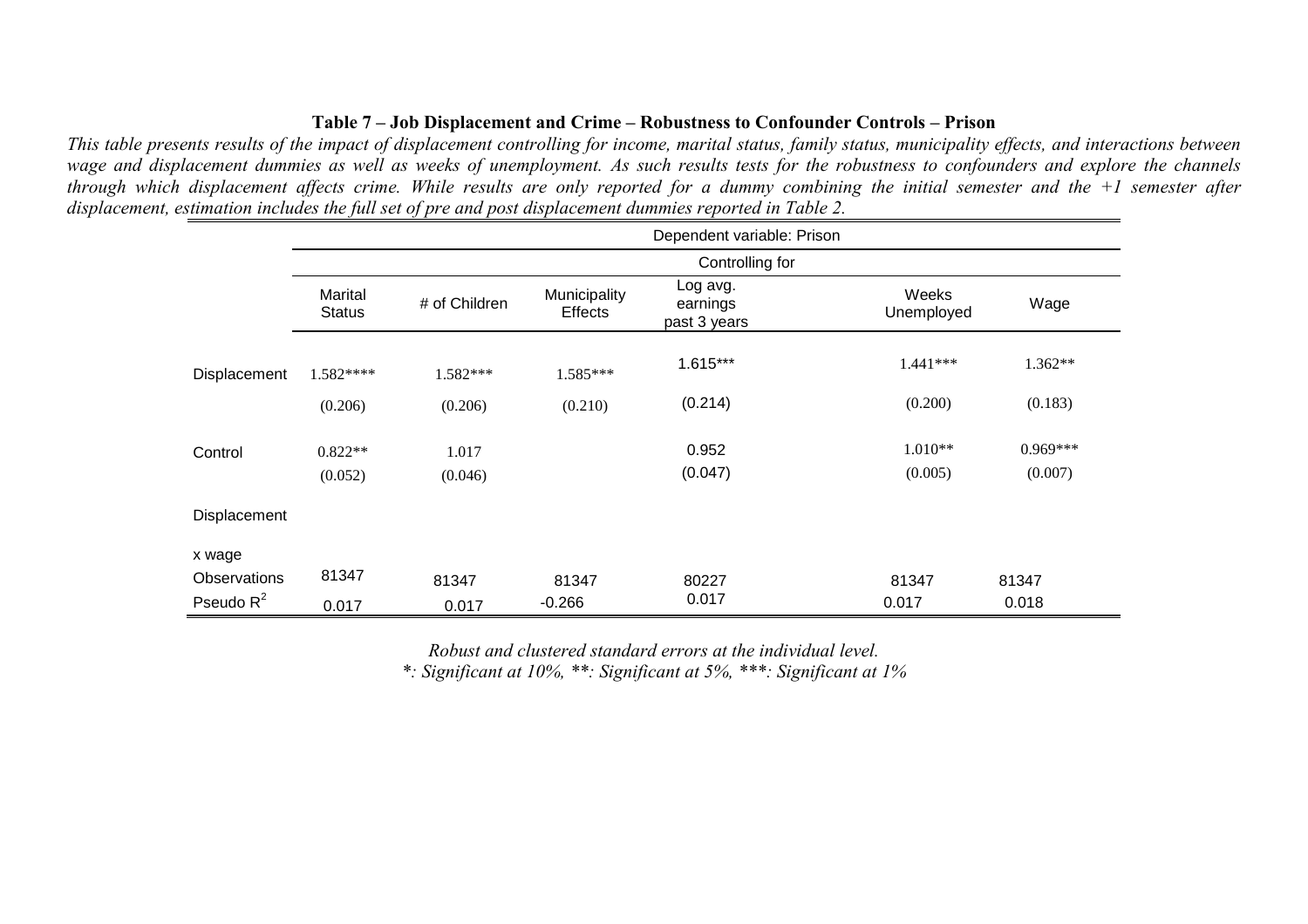**Table 7 – Job Displacement and Crime – Robustness to Confounder Controls – Prison**

*This table presents results of the impact of displacement controlling for income, marital status, family status, municipality effects, and interactions between wage and displacement dummies as well as weeks of unemployment. As such results tests for the robustness to confounders and explore the channels through which displacement affects crime. While results are only reported for a dummy combining the initial semester and the +1 semester after displacement, estimation includes the full set of pre and post displacement dummies reported in Table 2.*

| | Dependent variable: Prison | | | | | |
|---|---|---|---|---|---|---|
| | Controlling for | | | | | |
| | Marital Status | # of Children | Municipality Effects | Log avg. earnings past 3 years | Weeks Unemployed | Wage |
| Displacement | 1.582**** | 1.582*** | 1.585*** | 1.615*** | 1.441*** | 1.362** |
| | (0.206) | (0.206) | (0.210) | (0.214) | (0.200) | (0.183) |
| Control | 0.822** | 1.017 | | 0.952 | 1.010** | 0.969*** |
| | (0.052) | (0.046) | | (0.047) | (0.005) | (0.007) |
| Displacement x wage | | | | | | |
| Observations | 81347 | 81347 | 81347 | 80227 | 81347 | 81347 |
| Pseudo $R^2$ | 0.017 | 0.017 | -0.266 | 0.017 | 0.017 | 0.018 |

*Robust and clustered standard errors at the individual level.*
*\*: Significant at 10%, \*\*: Significant at 5%, \*\*\*: Significant at 1%*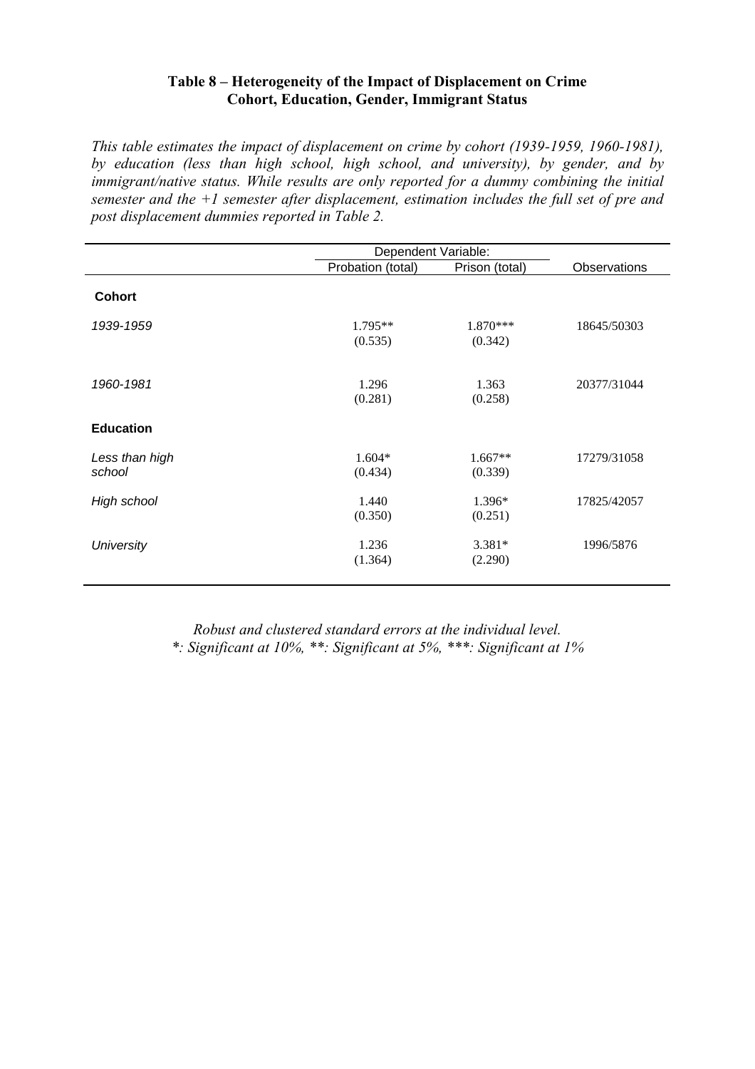**Table 8 – Heterogeneity of the Impact of Displacement on Crime**
**Cohort, Education, Gender, Immigrant Status**

*This table estimates the impact of displacement on crime by cohort (1939-1959, 1960-1981), by education (less than high school, high school, and university), by gender, and by immigrant/native status. While results are only reported for a dummy combining the initial semester and the +1 semester after displacement, estimation includes the full set of pre and post displacement dummies reported in Table 2.*

| | Dependent Variable: | | |
|---|---|---|---|
| | Probation (total) | Prison (total) | Observations |
| **Cohort** | | | |
| *1939-1959* | 1.795** (0.535) | 1.870*** (0.342) | 18645/50303 |
| *1960-1981* | 1.296 (0.281) | 1.363 (0.258) | 20377/31044 |
| **Education** | | | |
| *Less than high school* | 1.604* (0.434) | 1.667** (0.339) | 17279/31058 |
| *High school* | 1.440 (0.350) | 1.396* (0.251) | 17825/42057 |
| *University* | 1.236 (1.364) | 3.381* (2.290) | 1996/5876 |

*Robust and clustered standard errors at the individual level.*
*\*: Significant at 10%, \*\*: Significant at 5%, \*\*\*: Significant at 1%*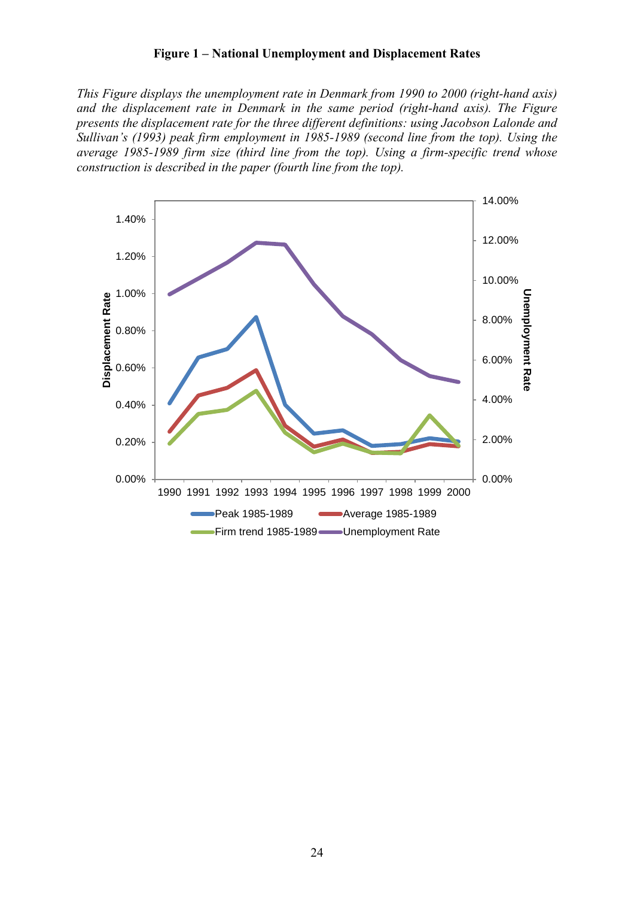**Figure 1 – National Unemployment and Displacement Rates**

*This Figure displays the unemployment rate in Denmark from 1990 to 2000 (right-hand axis) and the displacement rate in Denmark in the same period (right-hand axis). The Figure presents the displacement rate for the three different definitions: using Jacobson Lalonde and Sullivan's (1993) peak firm employment in 1985-1989 (second line from the top). Using the average 1985-1989 firm size (third line from the top). Using a firm-specific trend whose construction is described in the paper (fourth line from the top).*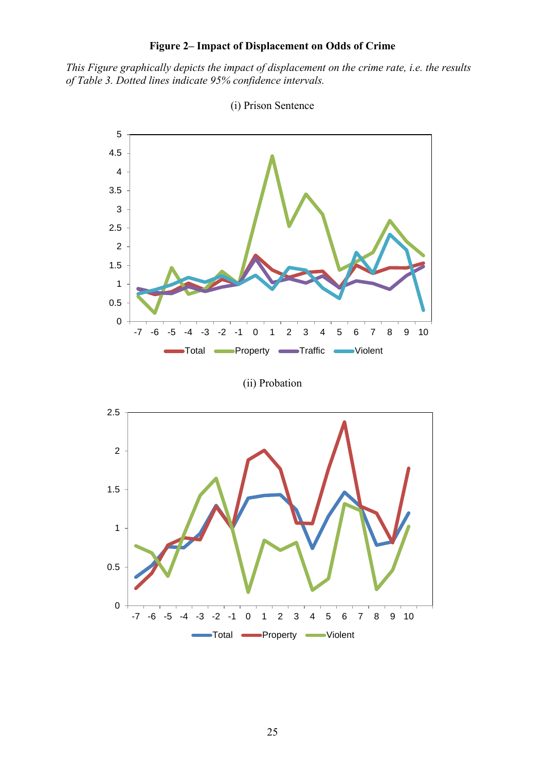**Figure 2– Impact of Displacement on Odds of Crime**

*This Figure graphically depicts the impact of displacement on the crime rate, i.e. the results of Table 3. Dotted lines indicate 95% confidence intervals.*

(i) Prison Sentence

(ii) Probation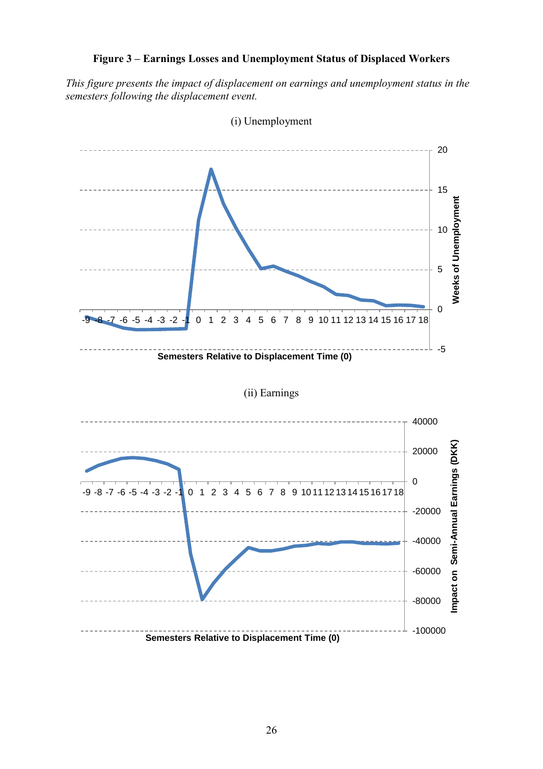**Figure 3 – Earnings Losses and Unemployment Status of Displaced Workers**

*This figure presents the impact of displacement on earnings and unemployment status in the semesters following the displacement event.*

(i) Unemployment

(ii) Earnings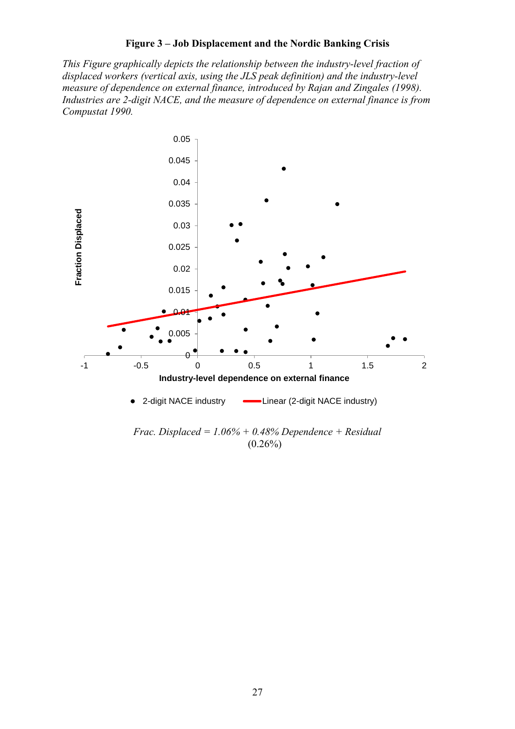**Figure 3 – Job Displacement and the Nordic Banking Crisis**

*This Figure graphically depicts the relationship between the industry-level fraction of displaced workers (vertical axis, using the JLS peak definition) and the industry-level measure of dependence on external finance, introduced by Rajan and Zingales (1998). Industries are 2-digit NACE, and the measure of dependence on external finance is from Compustat 1990.*

Fraction Displaced

0.05
0.045
0.04
0.035
0.03
0.025
0.02
0.015
0.01
0.005
0

-1
-0.5
0
0.5
1
1.5
2

Industry-level dependence on external finance

2-digit NACE industry
Linear (2-digit NACE industry)

*Frac. Displaced = 1.06% + 0.48% Dependence + Residual*
(0.26%)